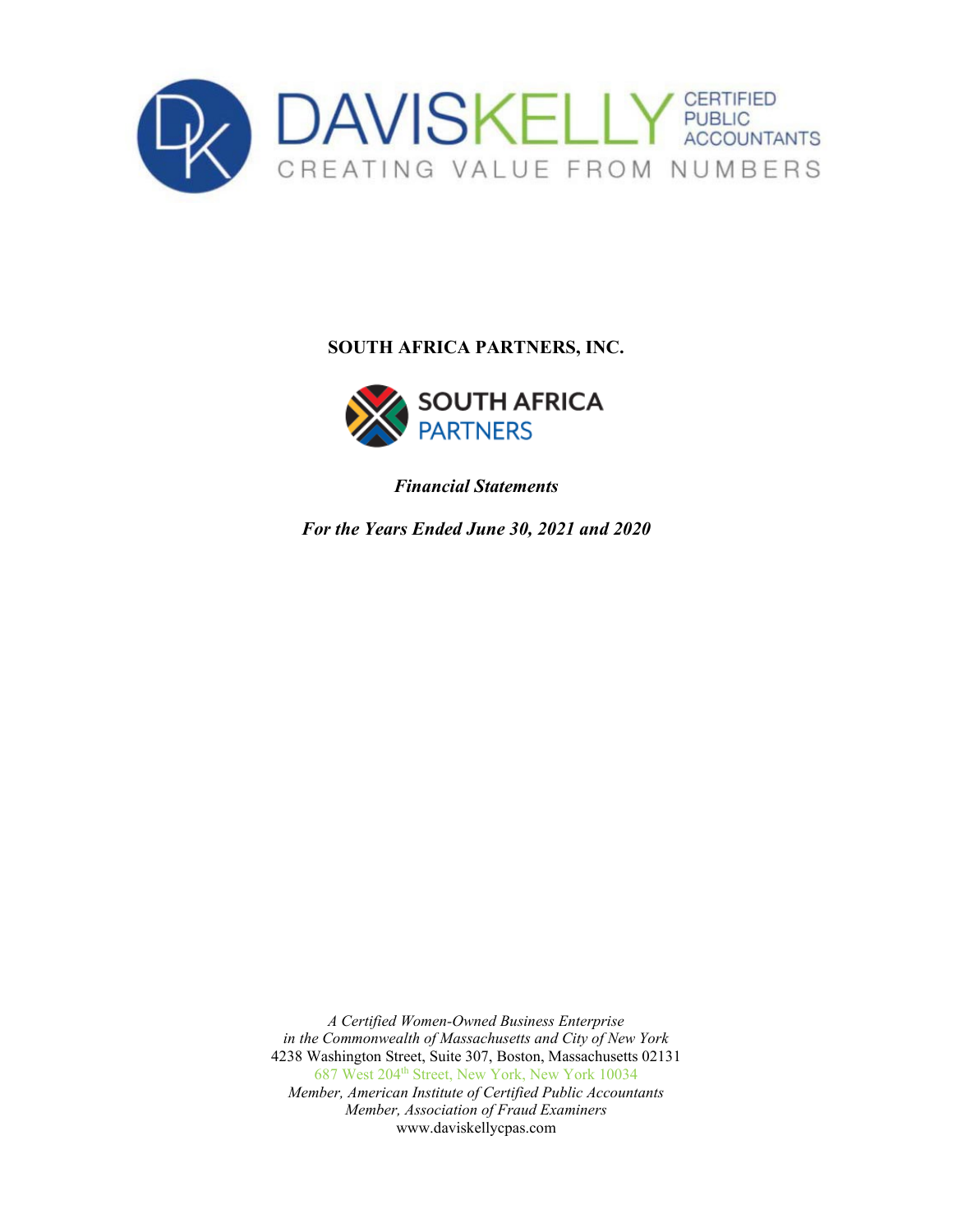DAVISKELLY CERTIFIED PUBLIC ACCOUNTANTS

CREATING VALUE FROM NUMBERS

# SOUTH AFRICA PARTNERS, INC.

SOUTH AFRICA PARTNERS

***Financial Statements***

***For the Years Ended June 30, 2021 and 2020***

*A Certified Women-Owned Business Enterprise*
*in the Commonwealth of Massachusetts and City of New York*
4238 Washington Street, Suite 307, Boston, Massachusetts 02131
687 West 204th Street, New York, New York 10034
*Member, American Institute of Certified Public Accountants*
*Member, Association of Fraud Examiners*
www.daviskellycpas.com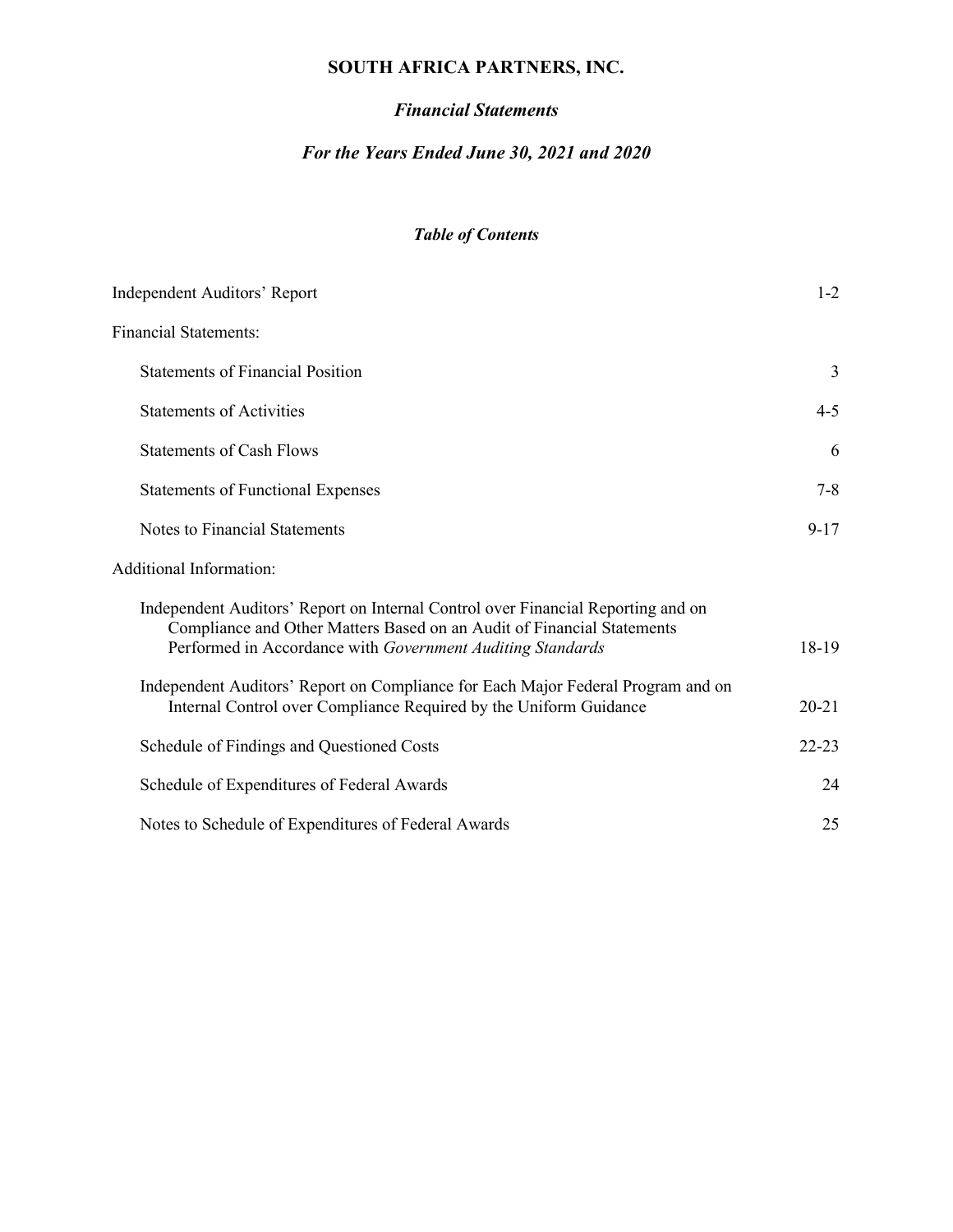# SOUTH AFRICA PARTNERS, INC.

## *Financial Statements*

### *For the Years Ended June 30, 2021 and 2020*

#### *Table of Contents*

| | |
|---|---|
| Independent Auditors' Report | 1-2 |
| Financial Statements: | |
| Statements of Financial Position | 3 |
| Statements of Activities | 4-5 |
| Statements of Cash Flows | 6 |
| Statements of Functional Expenses | 7-8 |
| Notes to Financial Statements | 9-17 |
| Additional Information: | |
| Independent Auditors' Report on Internal Control over Financial Reporting and on Compliance and Other Matters Based on an Audit of Financial Statements Performed in Accordance with *Government Auditing Standards* | 18-19 |
| Independent Auditors' Report on Compliance for Each Major Federal Program and on Internal Control over Compliance Required by the Uniform Guidance | 20-21 |
| Schedule of Findings and Questioned Costs | 22-23 |
| Schedule of Expenditures of Federal Awards | 24 |
| Notes to Schedule of Expenditures of Federal Awards | 25 |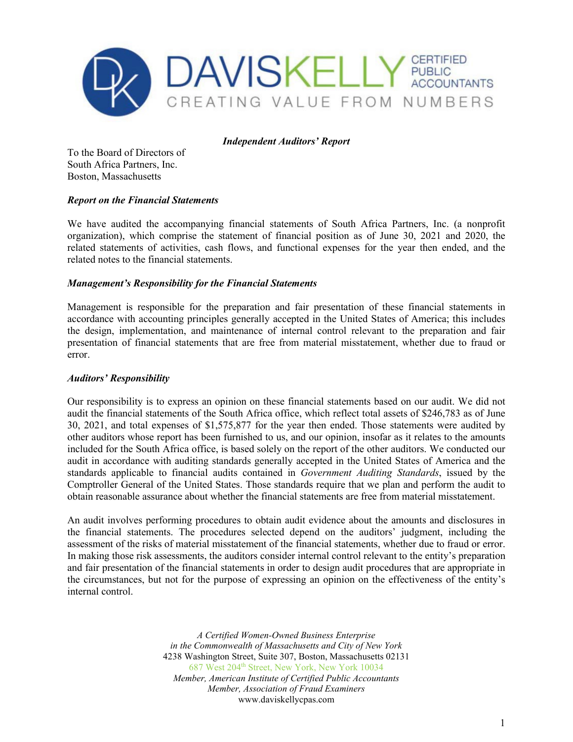DAVISKELLY CERTIFIED PUBLIC ACCOUNTANTS

CREATING VALUE FROM NUMBERS

***Independent Auditors' Report***

To the Board of Directors of
South Africa Partners, Inc.
Boston, Massachusetts

***Report on the Financial Statements***

We have audited the accompanying financial statements of South Africa Partners, Inc. (a nonprofit organization), which comprise the statement of financial position as of June 30, 2021 and 2020, the related statements of activities, cash flows, and functional expenses for the year then ended, and the related notes to the financial statements.

***Management's Responsibility for the Financial Statements***

Management is responsible for the preparation and fair presentation of these financial statements in accordance with accounting principles generally accepted in the United States of America; this includes the design, implementation, and maintenance of internal control relevant to the preparation and fair presentation of financial statements that are free from material misstatement, whether due to fraud or error.

***Auditors' Responsibility***

Our responsibility is to express an opinion on these financial statements based on our audit. We did not audit the financial statements of the South Africa office, which reflect total assets of $246,783 as of June 30, 2021, and total expenses of $1,575,877 for the year then ended. Those statements were audited by other auditors whose report has been furnished to us, and our opinion, insofar as it relates to the amounts included for the South Africa office, is based solely on the report of the other auditors. We conducted our audit in accordance with auditing standards generally accepted in the United States of America and the standards applicable to financial audits contained in *Government Auditing Standards*, issued by the Comptroller General of the United States. Those standards require that we plan and perform the audit to obtain reasonable assurance about whether the financial statements are free from material misstatement.

An audit involves performing procedures to obtain audit evidence about the amounts and disclosures in the financial statements. The procedures selected depend on the auditors' judgment, including the assessment of the risks of material misstatement of the financial statements, whether due to fraud or error. In making those risk assessments, the auditors consider internal control relevant to the entity's preparation and fair presentation of the financial statements in order to design audit procedures that are appropriate in the circumstances, but not for the purpose of expressing an opinion on the effectiveness of the entity's internal control.

*A Certified Women-Owned Business Enterprise*
*in the Commonwealth of Massachusetts and City of New York*
4238 Washington Street, Suite 307, Boston, Massachusetts 02131
687 West 204th Street, New York, New York 10034
*Member, American Institute of Certified Public Accountants*
*Member, Association of Fraud Examiners*
www.daviskellycpas.com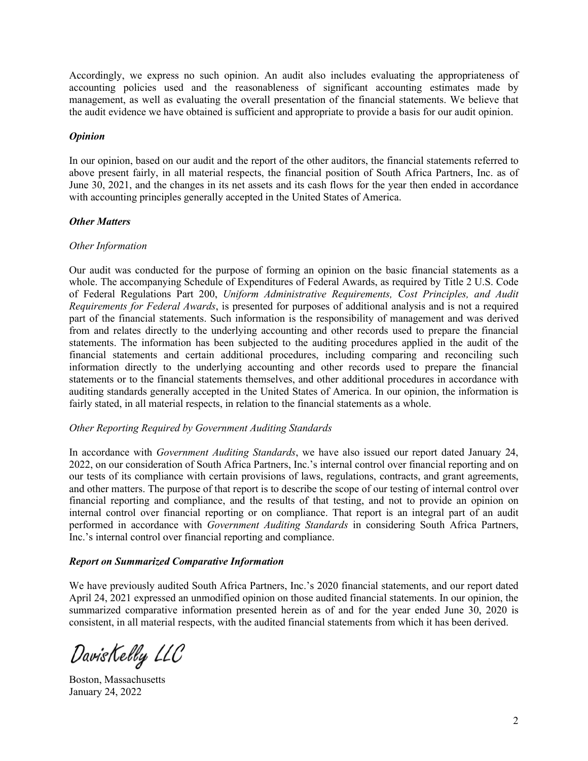Accordingly, we express no such opinion. An audit also includes evaluating the appropriateness of accounting policies used and the reasonableness of significant accounting estimates made by management, as well as evaluating the overall presentation of the financial statements. We believe that the audit evidence we have obtained is sufficient and appropriate to provide a basis for our audit opinion.

### *Opinion*

In our opinion, based on our audit and the report of the other auditors, the financial statements referred to above present fairly, in all material respects, the financial position of South Africa Partners, Inc. as of June 30, 2021, and the changes in its net assets and its cash flows for the year then ended in accordance with accounting principles generally accepted in the United States of America.

### *Other Matters*

*Other Information*

Our audit was conducted for the purpose of forming an opinion on the basic financial statements as a whole. The accompanying Schedule of Expenditures of Federal Awards, as required by Title 2 U.S. Code of Federal Regulations Part 200, *Uniform Administrative Requirements, Cost Principles, and Audit Requirements for Federal Awards*, is presented for purposes of additional analysis and is not a required part of the financial statements. Such information is the responsibility of management and was derived from and relates directly to the underlying accounting and other records used to prepare the financial statements. The information has been subjected to the auditing procedures applied in the audit of the financial statements and certain additional procedures, including comparing and reconciling such information directly to the underlying accounting and other records used to prepare the financial statements or to the financial statements themselves, and other additional procedures in accordance with auditing standards generally accepted in the United States of America. In our opinion, the information is fairly stated, in all material respects, in relation to the financial statements as a whole.

*Other Reporting Required by Government Auditing Standards*

In accordance with *Government Auditing Standards*, we have also issued our report dated January 24, 2022, on our consideration of South Africa Partners, Inc.'s internal control over financial reporting and on our tests of its compliance with certain provisions of laws, regulations, contracts, and grant agreements, and other matters. The purpose of that report is to describe the scope of our testing of internal control over financial reporting and compliance, and the results of that testing, and not to provide an opinion on internal control over financial reporting or on compliance. That report is an integral part of an audit performed in accordance with *Government Auditing Standards* in considering South Africa Partners, Inc.'s internal control over financial reporting and compliance.

### *Report on Summarized Comparative Information*

We have previously audited South Africa Partners, Inc.'s 2020 financial statements, and our report dated April 24, 2021 expressed an unmodified opinion on those audited financial statements. In our opinion, the summarized comparative information presented herein as of and for the year ended June 30, 2020 is consistent, in all material respects, with the audited financial statements from which it has been derived.

DavisKelly LLC

Boston, Massachusetts
January 24, 2022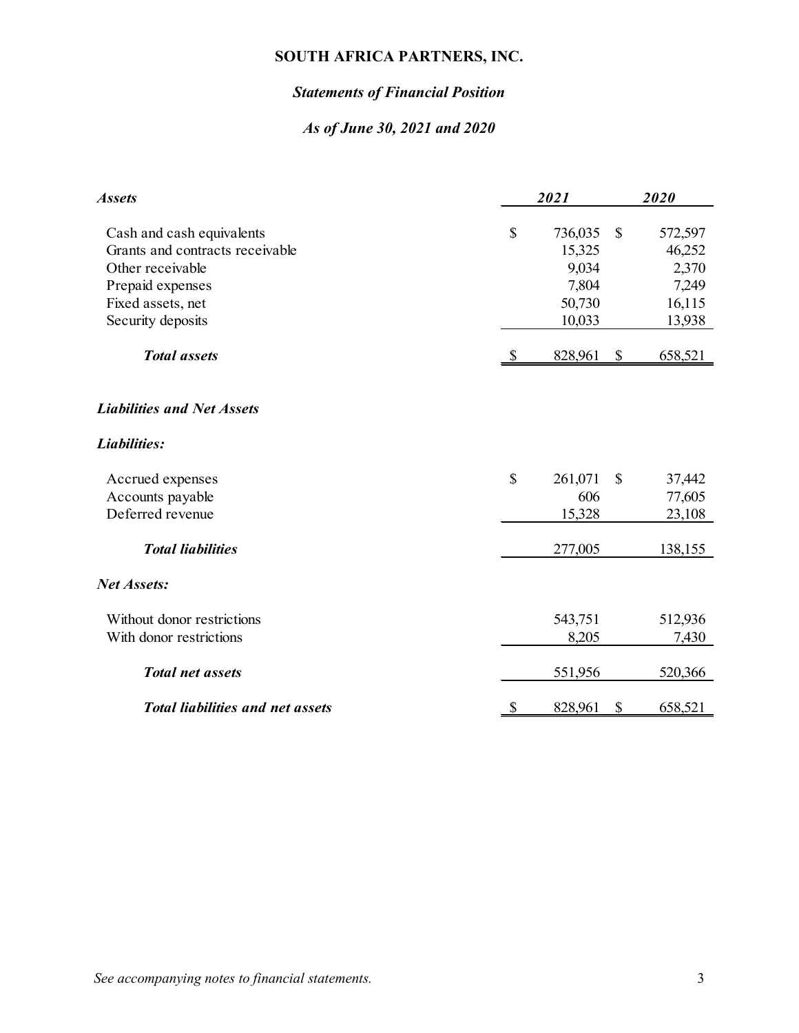# SOUTH AFRICA PARTNERS, INC.

## *Statements of Financial Position*

### *As of June 30, 2021 and 2020*

| ***Assets*** | ***2021*** | ***2020*** |
|---|---|---|
| Cash and cash equivalents | $ 736,035 | $ 572,597 |
| Grants and contracts receivable | 15,325 | 46,252 |
| Other receivable | 9,034 | 2,370 |
| Prepaid expenses | 7,804 | 7,249 |
| Fixed assets, net | 50,730 | 16,115 |
| Security deposits | 10,033 | 13,938 |
| ***Total assets*** | $ 828,961 | $ 658,521 |
| ***Liabilities and Net Assets*** | | |
| ***Liabilities:*** | | |
| Accrued expenses | $ 261,071 | $ 37,442 |
| Accounts payable | 606 | 77,605 |
| Deferred revenue | 15,328 | 23,108 |
| ***Total liabilities*** | 277,005 | 138,155 |
| ***Net Assets:*** | | |
| Without donor restrictions | 543,751 | 512,936 |
| With donor restrictions | 8,205 | 7,430 |
| ***Total net assets*** | 551,956 | 520,366 |
| ***Total liabilities and net assets*** | $ 828,961 | $ 658,521 |

*See accompanying notes to financial statements.*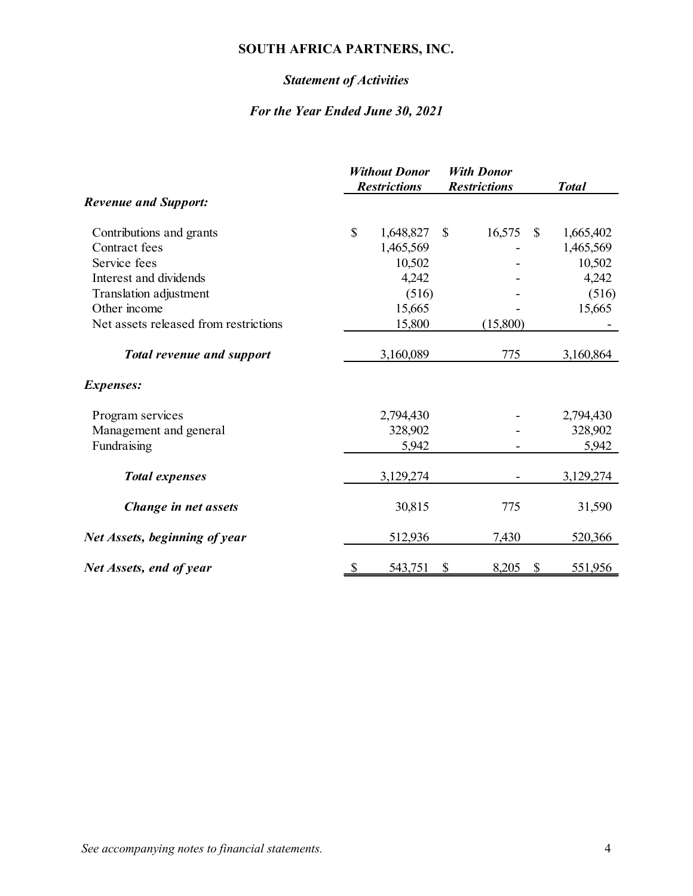# SOUTH AFRICA PARTNERS, INC.

## *Statement of Activities*

### *For the Year Ended June 30, 2021*

| | *Without Donor Restrictions* | *With Donor Restrictions* | *Total* |
|---|---|---|---|
| ***Revenue and Support:*** | | | |
| Contributions and grants | $ 1,648,827 | $ 16,575 | $ 1,665,402 |
| Contract fees | 1,465,569 | - | 1,465,569 |
| Service fees | 10,502 | - | 10,502 |
| Interest and dividends | 4,242 | - | 4,242 |
| Translation adjustment | (516) | - | (516) |
| Other income | 15,665 | - | 15,665 |
| Net assets released from restrictions | 15,800 | (15,800) | - |
| ***Total revenue and support*** | 3,160,089 | 775 | 3,160,864 |
| ***Expenses:*** | | | |
| Program services | 2,794,430 | - | 2,794,430 |
| Management and general | 328,902 | - | 328,902 |
| Fundraising | 5,942 | - | 5,942 |
| ***Total expenses*** | 3,129,274 | - | 3,129,274 |
| ***Change in net assets*** | 30,815 | 775 | 31,590 |
| ***Net Assets, beginning of year*** | 512,936 | 7,430 | 520,366 |
| ***Net Assets, end of year*** | $ 543,751 | $ 8,205 | $ 551,956 |

*See accompanying notes to financial statements.*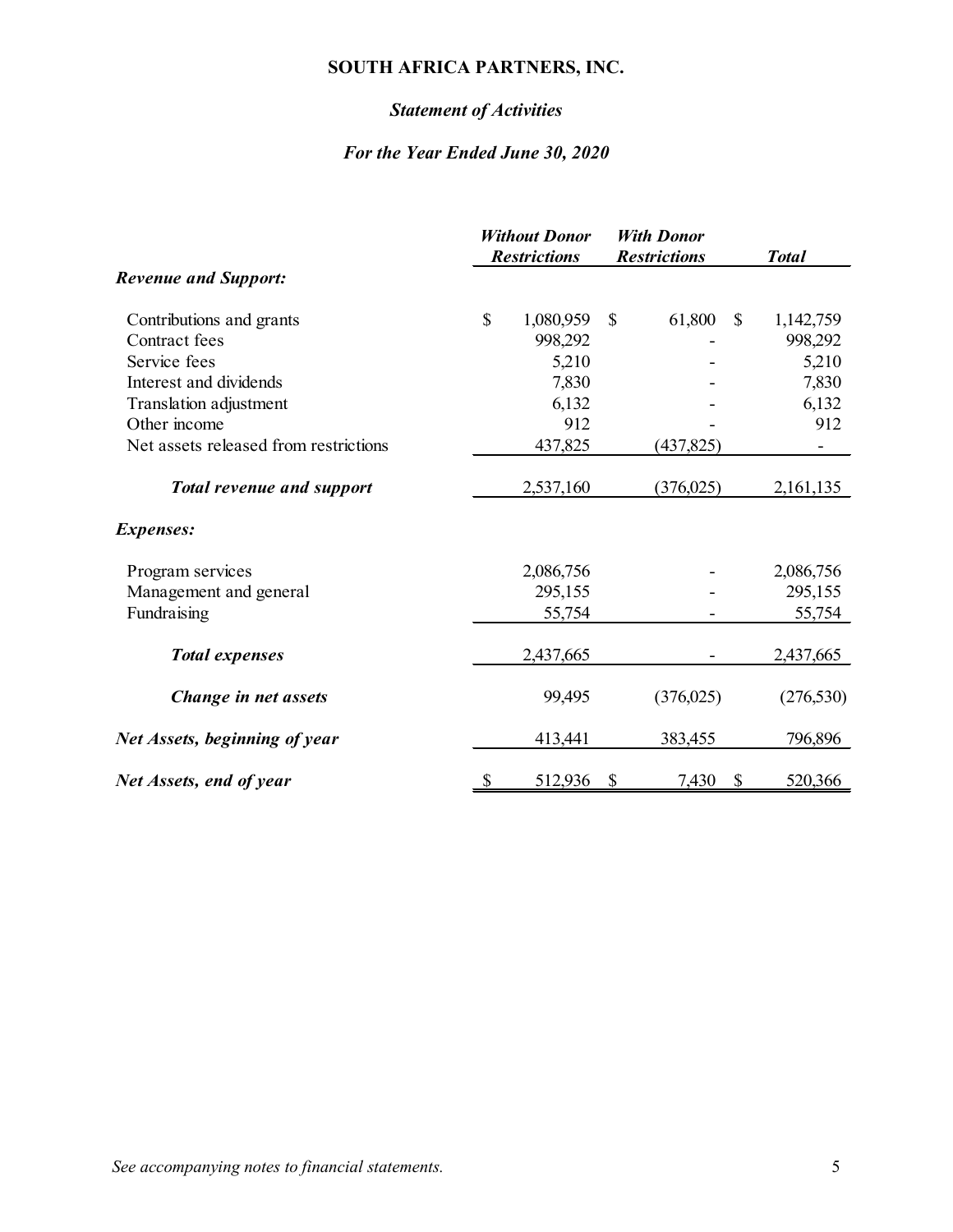# SOUTH AFRICA PARTNERS, INC.

## *Statement of Activities*

### *For the Year Ended June 30, 2020*

| | *Without Donor Restrictions* | *With Donor Restrictions* | *Total* |
|---|---|---|---|
| ***Revenue and Support:*** | | | |
| Contributions and grants | $ 1,080,959 | $ 61,800 | $ 1,142,759 |
| Contract fees | 998,292 | - | 998,292 |
| Service fees | 5,210 | - | 5,210 |
| Interest and dividends | 7,830 | - | 7,830 |
| Translation adjustment | 6,132 | - | 6,132 |
| Other income | 912 | - | 912 |
| Net assets released from restrictions | 437,825 | (437,825) | - |
| ***Total revenue and support*** | 2,537,160 | (376,025) | 2,161,135 |
| ***Expenses:*** | | | |
| Program services | 2,086,756 | - | 2,086,756 |
| Management and general | 295,155 | - | 295,155 |
| Fundraising | 55,754 | - | 55,754 |
| ***Total expenses*** | 2,437,665 | - | 2,437,665 |
| ***Change in net assets*** | 99,495 | (376,025) | (276,530) |
| ***Net Assets, beginning of year*** | 413,441 | 383,455 | 796,896 |
| ***Net Assets, end of year*** | $ 512,936 | $ 7,430 | $ 520,366 |

*See accompanying notes to financial statements.*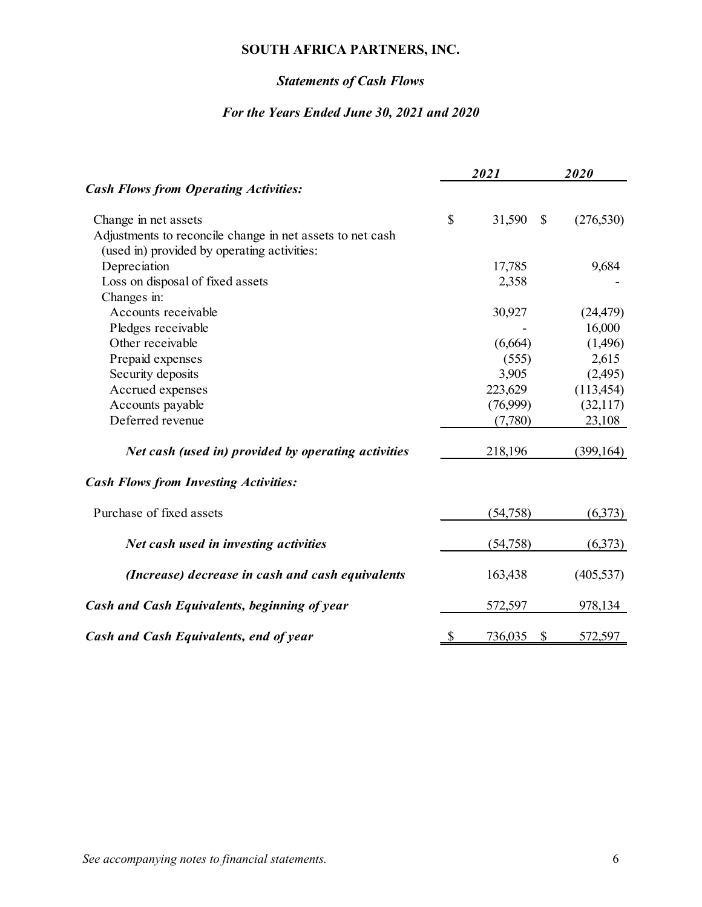# SOUTH AFRICA PARTNERS, INC.

## *Statements of Cash Flows*

### *For the Years Ended June 30, 2021 and 2020*

| | 2021 | 2020 |
|---|---|---|
| ***Cash Flows from Operating Activities:*** | | |
| Change in net assets | $ 31,590 | $ (276,530) |
| Adjustments to reconcile change in net assets to net cash (used in) provided by operating activities: | | |
| Depreciation | 17,785 | 9,684 |
| Loss on disposal of fixed assets | 2,358 | - |
| Changes in: | | |
| Accounts receivable | 30,927 | (24,479) |
| Pledges receivable | - | 16,000 |
| Other receivable | (6,664) | (1,496) |
| Prepaid expenses | (555) | 2,615 |
| Security deposits | 3,905 | (2,495) |
| Accrued expenses | 223,629 | (113,454) |
| Accounts payable | (76,999) | (32,117) |
| Deferred revenue | (7,780) | 23,108 |
| ***Net cash (used in) provided by operating activities*** | 218,196 | (399,164) |
| ***Cash Flows from Investing Activities:*** | | |
| Purchase of fixed assets | (54,758) | (6,373) |
| ***Net cash used in investing activities*** | (54,758) | (6,373) |
| ***(Increase) decrease in cash and cash equivalents*** | 163,438 | (405,537) |
| ***Cash and Cash Equivalents, beginning of year*** | 572,597 | 978,134 |
| ***Cash and Cash Equivalents, end of year*** | $ 736,035 | $ 572,597 |

*See accompanying notes to financial statements.*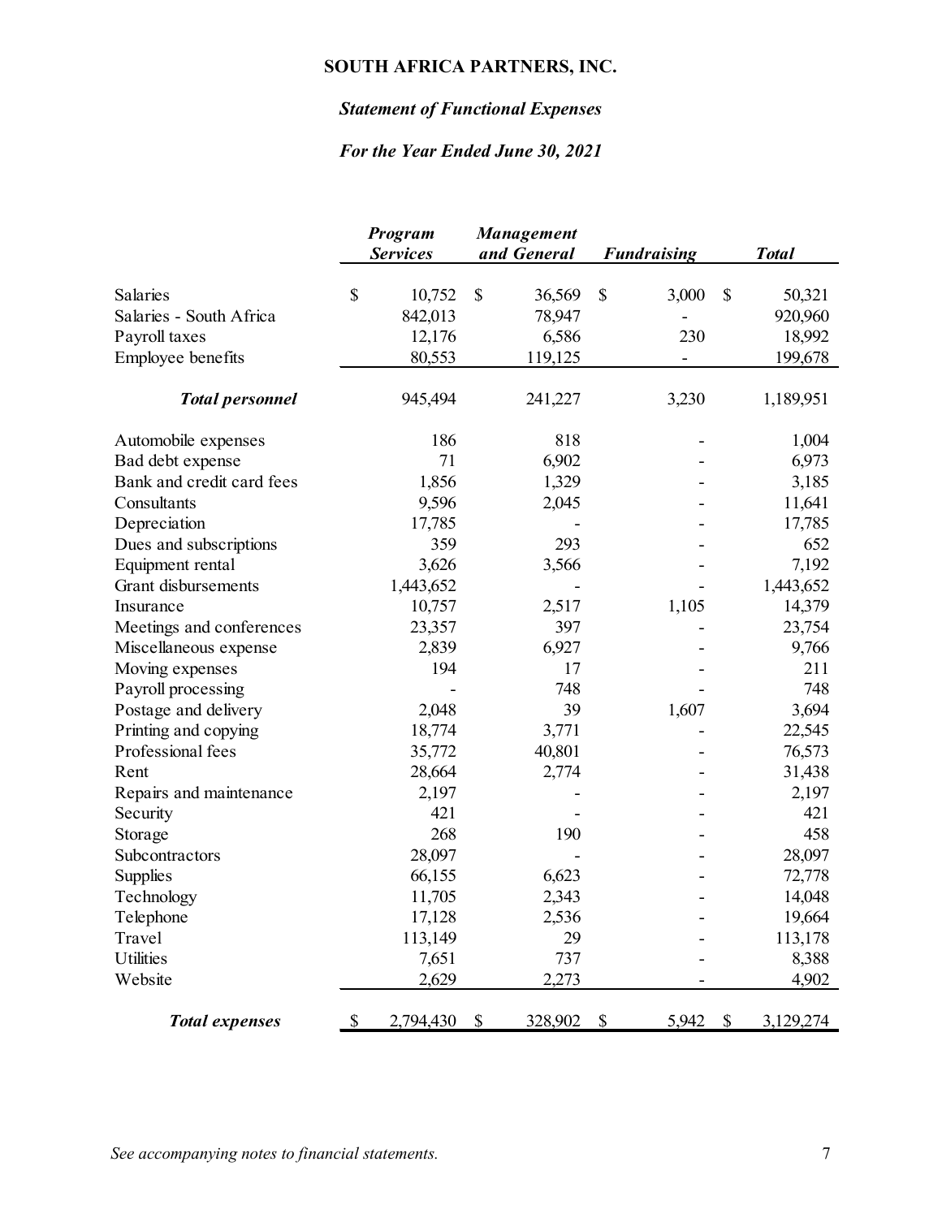# SOUTH AFRICA PARTNERS, INC.

## *Statement of Functional Expenses*

### *For the Year Ended June 30, 2021*

| | *Program Services* | *Management and General* | *Fundraising* | *Total* |
|---|---|---|---|---|
| Salaries | $ 10,752 | $ 36,569 | $ 3,000 | $ 50,321 |
| Salaries - South Africa | 842,013 | 78,947 | - | 920,960 |
| Payroll taxes | 12,176 | 6,586 | 230 | 18,992 |
| Employee benefits | 80,553 | 119,125 | - | 199,678 |
| ***Total personnel*** | 945,494 | 241,227 | 3,230 | 1,189,951 |
| Automobile expenses | 186 | 818 | - | 1,004 |
| Bad debt expense | 71 | 6,902 | - | 6,973 |
| Bank and credit card fees | 1,856 | 1,329 | - | 3,185 |
| Consultants | 9,596 | 2,045 | - | 11,641 |
| Depreciation | 17,785 | - | - | 17,785 |
| Dues and subscriptions | 359 | 293 | - | 652 |
| Equipment rental | 3,626 | 3,566 | - | 7,192 |
| Grant disbursements | 1,443,652 | - | - | 1,443,652 |
| Insurance | 10,757 | 2,517 | 1,105 | 14,379 |
| Meetings and conferences | 23,357 | 397 | - | 23,754 |
| Miscellaneous expense | 2,839 | 6,927 | - | 9,766 |
| Moving expenses | 194 | 17 | - | 211 |
| Payroll processing | - | 748 | - | 748 |
| Postage and delivery | 2,048 | 39 | 1,607 | 3,694 |
| Printing and copying | 18,774 | 3,771 | - | 22,545 |
| Professional fees | 35,772 | 40,801 | - | 76,573 |
| Rent | 28,664 | 2,774 | - | 31,438 |
| Repairs and maintenance | 2,197 | - | - | 2,197 |
| Security | 421 | - | - | 421 |
| Storage | 268 | 190 | - | 458 |
| Subcontractors | 28,097 | - | - | 28,097 |
| Supplies | 66,155 | 6,623 | - | 72,778 |
| Technology | 11,705 | 2,343 | - | 14,048 |
| Telephone | 17,128 | 2,536 | - | 19,664 |
| Travel | 113,149 | 29 | - | 113,178 |
| Utilities | 7,651 | 737 | - | 8,388 |
| Website | 2,629 | 2,273 | - | 4,902 |
| ***Total expenses*** | $ 2,794,430 | $ 328,902 | $ 5,942 | $ 3,129,274 |

*See accompanying notes to financial statements.*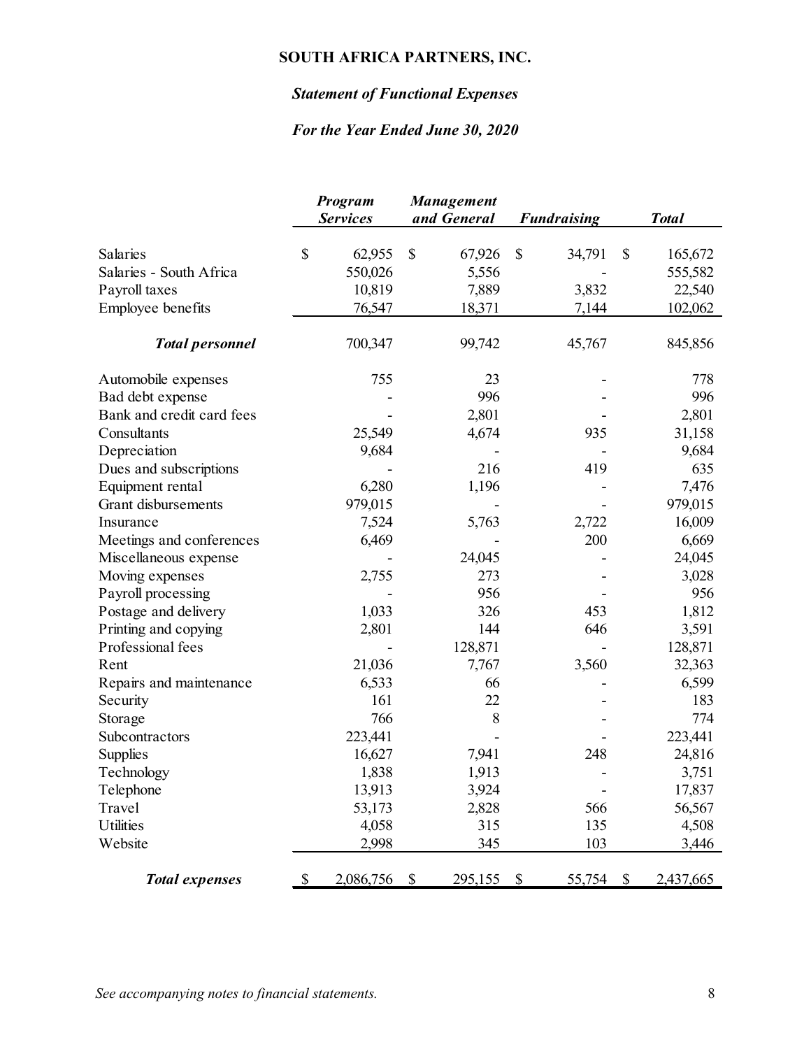# SOUTH AFRICA PARTNERS, INC.

## *Statement of Functional Expenses*

## *For the Year Ended June 30, 2020*

| | *Program Services* | *Management and General* | *Fundraising* | *Total* |
|---|---|---|---|---|
| Salaries | $ 62,955 | $ 67,926 | $ 34,791 | $ 165,672 |
| Salaries - South Africa | 550,026 | 5,556 | - | 555,582 |
| Payroll taxes | 10,819 | 7,889 | 3,832 | 22,540 |
| Employee benefits | 76,547 | 18,371 | 7,144 | 102,062 |
| ***Total personnel*** | 700,347 | 99,742 | 45,767 | 845,856 |
| Automobile expenses | 755 | 23 | - | 778 |
| Bad debt expense | - | 996 | - | 996 |
| Bank and credit card fees | - | 2,801 | - | 2,801 |
| Consultants | 25,549 | 4,674 | 935 | 31,158 |
| Depreciation | 9,684 | - | - | 9,684 |
| Dues and subscriptions | - | 216 | 419 | 635 |
| Equipment rental | 6,280 | 1,196 | - | 7,476 |
| Grant disbursements | 979,015 | - | - | 979,015 |
| Insurance | 7,524 | 5,763 | 2,722 | 16,009 |
| Meetings and conferences | 6,469 | - | 200 | 6,669 |
| Miscellaneous expense | - | 24,045 | - | 24,045 |
| Moving expenses | 2,755 | 273 | - | 3,028 |
| Payroll processing | - | 956 | - | 956 |
| Postage and delivery | 1,033 | 326 | 453 | 1,812 |
| Printing and copying | 2,801 | 144 | 646 | 3,591 |
| Professional fees | - | 128,871 | - | 128,871 |
| Rent | 21,036 | 7,767 | 3,560 | 32,363 |
| Repairs and maintenance | 6,533 | 66 | - | 6,599 |
| Security | 161 | 22 | - | 183 |
| Storage | 766 | 8 | - | 774 |
| Subcontractors | 223,441 | - | - | 223,441 |
| Supplies | 16,627 | 7,941 | 248 | 24,816 |
| Technology | 1,838 | 1,913 | - | 3,751 |
| Telephone | 13,913 | 3,924 | - | 17,837 |
| Travel | 53,173 | 2,828 | 566 | 56,567 |
| Utilities | 4,058 | 315 | 135 | 4,508 |
| Website | 2,998 | 345 | 103 | 3,446 |
| ***Total expenses*** | $ 2,086,756 | $ 295,155 | $ 55,754 | $ 2,437,665 |

*See accompanying notes to financial statements.*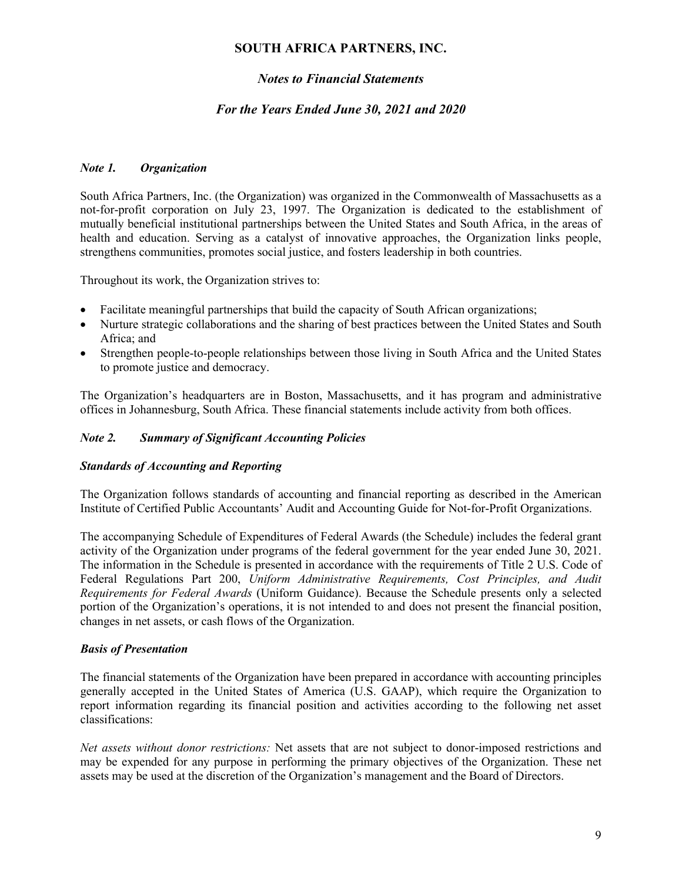# SOUTH AFRICA PARTNERS, INC.

## *Notes to Financial Statements*

## *For the Years Ended June 30, 2021 and 2020*

### *Note 1. Organization*

South Africa Partners, Inc. (the Organization) was organized in the Commonwealth of Massachusetts as a not-for-profit corporation on July 23, 1997. The Organization is dedicated to the establishment of mutually beneficial institutional partnerships between the United States and South Africa, in the areas of health and education. Serving as a catalyst of innovative approaches, the Organization links people, strengthens communities, promotes social justice, and fosters leadership in both countries.

Throughout its work, the Organization strives to:

- Facilitate meaningful partnerships that build the capacity of South African organizations;
- Nurture strategic collaborations and the sharing of best practices between the United States and South Africa; and
- Strengthen people-to-people relationships between those living in South Africa and the United States to promote justice and democracy.

The Organization's headquarters are in Boston, Massachusetts, and it has program and administrative offices in Johannesburg, South Africa. These financial statements include activity from both offices.

### *Note 2. Summary of Significant Accounting Policies*

#### *Standards of Accounting and Reporting*

The Organization follows standards of accounting and financial reporting as described in the American Institute of Certified Public Accountants' Audit and Accounting Guide for Not-for-Profit Organizations.

The accompanying Schedule of Expenditures of Federal Awards (the Schedule) includes the federal grant activity of the Organization under programs of the federal government for the year ended June 30, 2021. The information in the Schedule is presented in accordance with the requirements of Title 2 U.S. Code of Federal Regulations Part 200, *Uniform Administrative Requirements, Cost Principles, and Audit Requirements for Federal Awards* (Uniform Guidance). Because the Schedule presents only a selected portion of the Organization's operations, it is not intended to and does not present the financial position, changes in net assets, or cash flows of the Organization.

#### *Basis of Presentation*

The financial statements of the Organization have been prepared in accordance with accounting principles generally accepted in the United States of America (U.S. GAAP), which require the Organization to report information regarding its financial position and activities according to the following net asset classifications:

*Net assets without donor restrictions:* Net assets that are not subject to donor-imposed restrictions and may be expended for any purpose in performing the primary objectives of the Organization. These net assets may be used at the discretion of the Organization's management and the Board of Directors.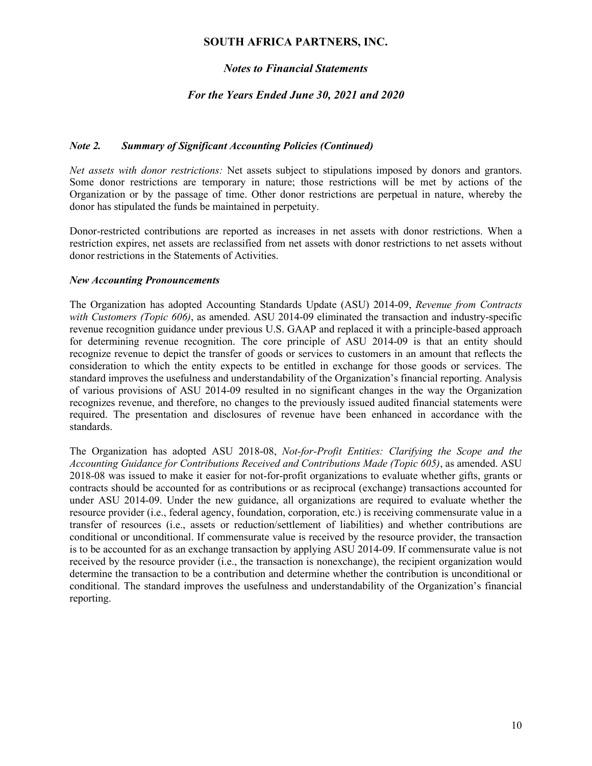*Note 2. Summary of Significant Accounting Policies (Continued)*

*Net assets with donor restrictions:* Net assets subject to stipulations imposed by donors and grantors. Some donor restrictions are temporary in nature; those restrictions will be met by actions of the Organization or by the passage of time. Other donor restrictions are perpetual in nature, whereby the donor has stipulated the funds be maintained in perpetuity.

Donor-restricted contributions are reported as increases in net assets with donor restrictions. When a restriction expires, net assets are reclassified from net assets with donor restrictions to net assets without donor restrictions in the Statements of Activities.

***New Accounting Pronouncements***

The Organization has adopted Accounting Standards Update (ASU) 2014-09, *Revenue from Contracts with Customers (Topic 606)*, as amended. ASU 2014-09 eliminated the transaction and industry-specific revenue recognition guidance under previous U.S. GAAP and replaced it with a principle-based approach for determining revenue recognition. The core principle of ASU 2014-09 is that an entity should recognize revenue to depict the transfer of goods or services to customers in an amount that reflects the consideration to which the entity expects to be entitled in exchange for those goods or services. The standard improves the usefulness and understandability of the Organization's financial reporting. Analysis of various provisions of ASU 2014-09 resulted in no significant changes in the way the Organization recognizes revenue, and therefore, no changes to the previously issued audited financial statements were required. The presentation and disclosures of revenue have been enhanced in accordance with the standards.

The Organization has adopted ASU 2018-08, *Not-for-Profit Entities: Clarifying the Scope and the Accounting Guidance for Contributions Received and Contributions Made (Topic 605)*, as amended. ASU 2018-08 was issued to make it easier for not-for-profit organizations to evaluate whether gifts, grants or contracts should be accounted for as contributions or as reciprocal (exchange) transactions accounted for under ASU 2014-09. Under the new guidance, all organizations are required to evaluate whether the resource provider (i.e., federal agency, foundation, corporation, etc.) is receiving commensurate value in a transfer of resources (i.e., assets or reduction/settlement of liabilities) and whether contributions are conditional or unconditional. If commensurate value is received by the resource provider, the transaction is to be accounted for as an exchange transaction by applying ASU 2014-09. If commensurate value is not received by the resource provider (i.e., the transaction is nonexchange), the recipient organization would determine the transaction to be a contribution and determine whether the contribution is unconditional or conditional. The standard improves the usefulness and understandability of the Organization's financial reporting.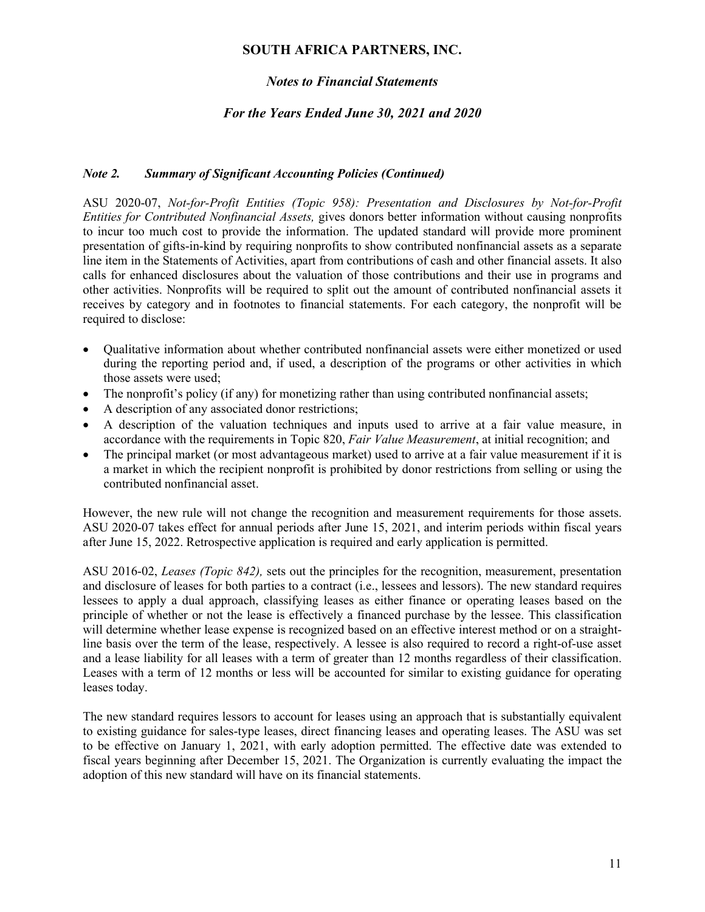## *Note 2. Summary of Significant Accounting Policies (Continued)*

ASU 2020-07, *Not-for-Profit Entities (Topic 958): Presentation and Disclosures by Not-for-Profit Entities for Contributed Nonfinancial Assets,* gives donors better information without causing nonprofits to incur too much cost to provide the information. The updated standard will provide more prominent presentation of gifts-in-kind by requiring nonprofits to show contributed nonfinancial assets as a separate line item in the Statements of Activities, apart from contributions of cash and other financial assets. It also calls for enhanced disclosures about the valuation of those contributions and their use in programs and other activities. Nonprofits will be required to split out the amount of contributed nonfinancial assets it receives by category and in footnotes to financial statements. For each category, the nonprofit will be required to disclose:

- Qualitative information about whether contributed nonfinancial assets were either monetized or used during the reporting period and, if used, a description of the programs or other activities in which those assets were used;
- The nonprofit's policy (if any) for monetizing rather than using contributed nonfinancial assets;
- A description of any associated donor restrictions;
- A description of the valuation techniques and inputs used to arrive at a fair value measure, in accordance with the requirements in Topic 820, *Fair Value Measurement*, at initial recognition; and
- The principal market (or most advantageous market) used to arrive at a fair value measurement if it is a market in which the recipient nonprofit is prohibited by donor restrictions from selling or using the contributed nonfinancial asset.

However, the new rule will not change the recognition and measurement requirements for those assets. ASU 2020-07 takes effect for annual periods after June 15, 2021, and interim periods within fiscal years after June 15, 2022. Retrospective application is required and early application is permitted.

ASU 2016-02, *Leases (Topic 842),* sets out the principles for the recognition, measurement, presentation and disclosure of leases for both parties to a contract (i.e., lessees and lessors). The new standard requires lessees to apply a dual approach, classifying leases as either finance or operating leases based on the principle of whether or not the lease is effectively a financed purchase by the lessee. This classification will determine whether lease expense is recognized based on an effective interest method or on a straight-line basis over the term of the lease, respectively. A lessee is also required to record a right-of-use asset and a lease liability for all leases with a term of greater than 12 months regardless of their classification. Leases with a term of 12 months or less will be accounted for similar to existing guidance for operating leases today.

The new standard requires lessors to account for leases using an approach that is substantially equivalent to existing guidance for sales-type leases, direct financing leases and operating leases. The ASU was set to be effective on January 1, 2021, with early adoption permitted. The effective date was extended to fiscal years beginning after December 15, 2021. The Organization is currently evaluating the impact the adoption of this new standard will have on its financial statements.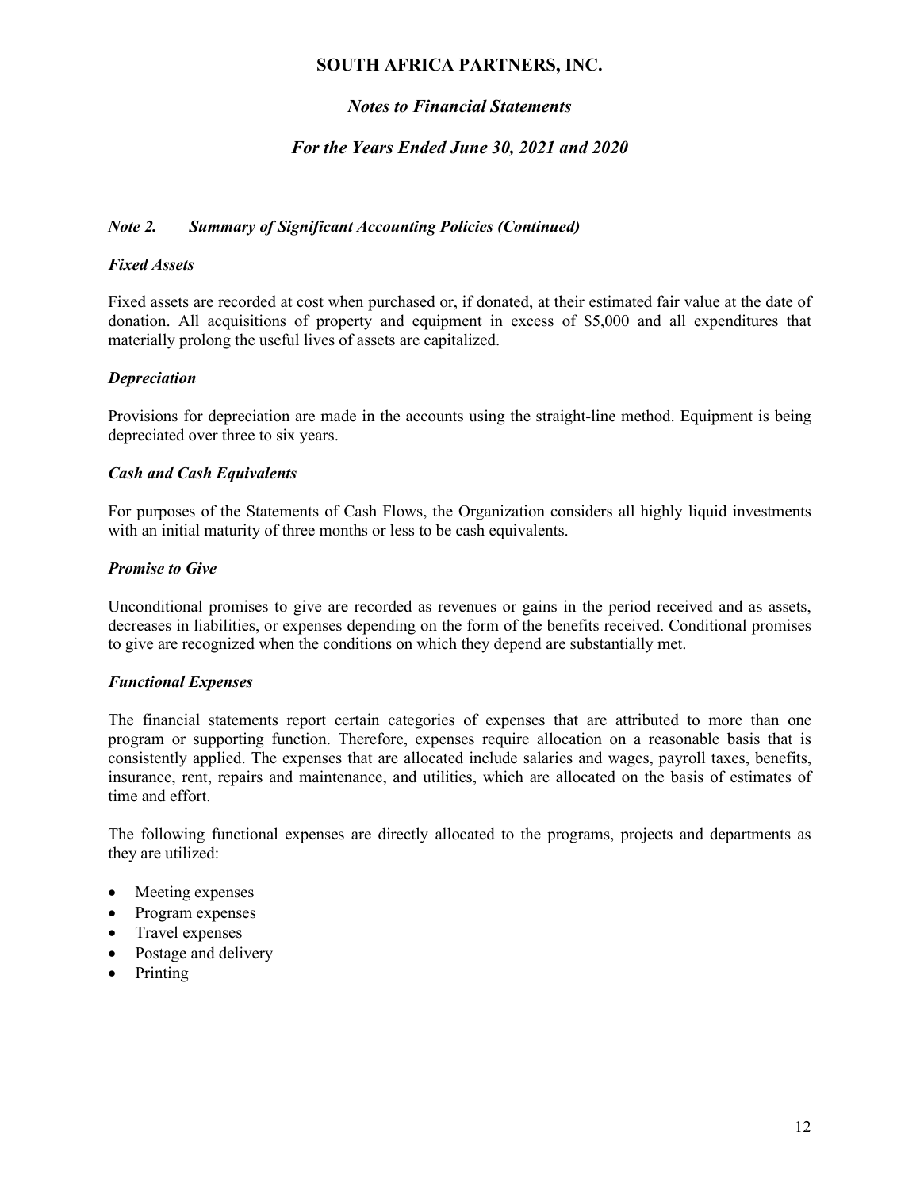# SOUTH AFRICA PARTNERS, INC.

## *Notes to Financial Statements*

## *For the Years Ended June 30, 2021 and 2020*

### *Note 2. Summary of Significant Accounting Policies (Continued)*

#### *Fixed Assets*

Fixed assets are recorded at cost when purchased or, if donated, at their estimated fair value at the date of donation. All acquisitions of property and equipment in excess of $5,000 and all expenditures that materially prolong the useful lives of assets are capitalized.

#### *Depreciation*

Provisions for depreciation are made in the accounts using the straight-line method. Equipment is being depreciated over three to six years.

#### *Cash and Cash Equivalents*

For purposes of the Statements of Cash Flows, the Organization considers all highly liquid investments with an initial maturity of three months or less to be cash equivalents.

#### *Promise to Give*

Unconditional promises to give are recorded as revenues or gains in the period received and as assets, decreases in liabilities, or expenses depending on the form of the benefits received. Conditional promises to give are recognized when the conditions on which they depend are substantially met.

#### *Functional Expenses*

The financial statements report certain categories of expenses that are attributed to more than one program or supporting function. Therefore, expenses require allocation on a reasonable basis that is consistently applied. The expenses that are allocated include salaries and wages, payroll taxes, benefits, insurance, rent, repairs and maintenance, and utilities, which are allocated on the basis of estimates of time and effort.

The following functional expenses are directly allocated to the programs, projects and departments as they are utilized:

- Meeting expenses
- Program expenses
- Travel expenses
- Postage and delivery
- Printing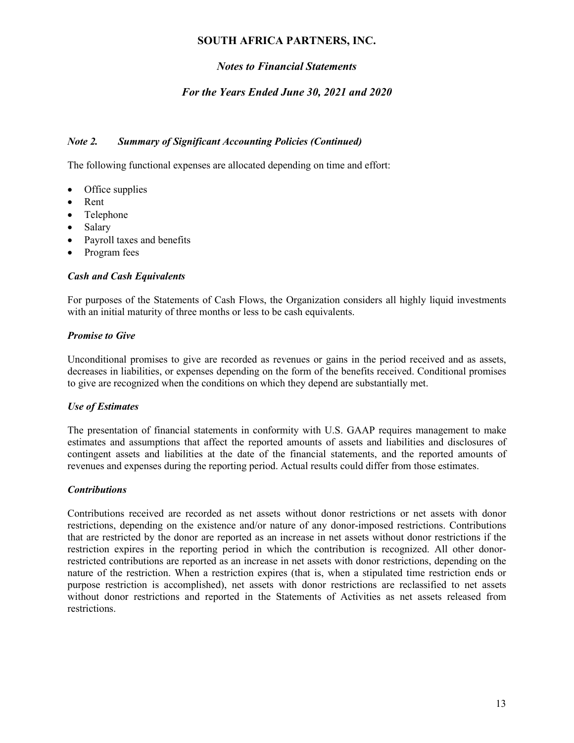### Note 2. Summary of Significant Accounting Policies (Continued)

The following functional expenses are allocated depending on time and effort:

- Office supplies
- Rent
- Telephone
- Salary
- Payroll taxes and benefits
- Program fees

#### *Cash and Cash Equivalents*

For purposes of the Statements of Cash Flows, the Organization considers all highly liquid investments with an initial maturity of three months or less to be cash equivalents.

#### *Promise to Give*

Unconditional promises to give are recorded as revenues or gains in the period received and as assets, decreases in liabilities, or expenses depending on the form of the benefits received. Conditional promises to give are recognized when the conditions on which they depend are substantially met.

#### *Use of Estimates*

The presentation of financial statements in conformity with U.S. GAAP requires management to make estimates and assumptions that affect the reported amounts of assets and liabilities and disclosures of contingent assets and liabilities at the date of the financial statements, and the reported amounts of revenues and expenses during the reporting period. Actual results could differ from those estimates.

#### *Contributions*

Contributions received are recorded as net assets without donor restrictions or net assets with donor restrictions, depending on the existence and/or nature of any donor-imposed restrictions. Contributions that are restricted by the donor are reported as an increase in net assets without donor restrictions if the restriction expires in the reporting period in which the contribution is recognized. All other donor-restricted contributions are reported as an increase in net assets with donor restrictions, depending on the nature of the restriction. When a restriction expires (that is, when a stipulated time restriction ends or purpose restriction is accomplished), net assets with donor restrictions are reclassified to net assets without donor restrictions and reported in the Statements of Activities as net assets released from restrictions.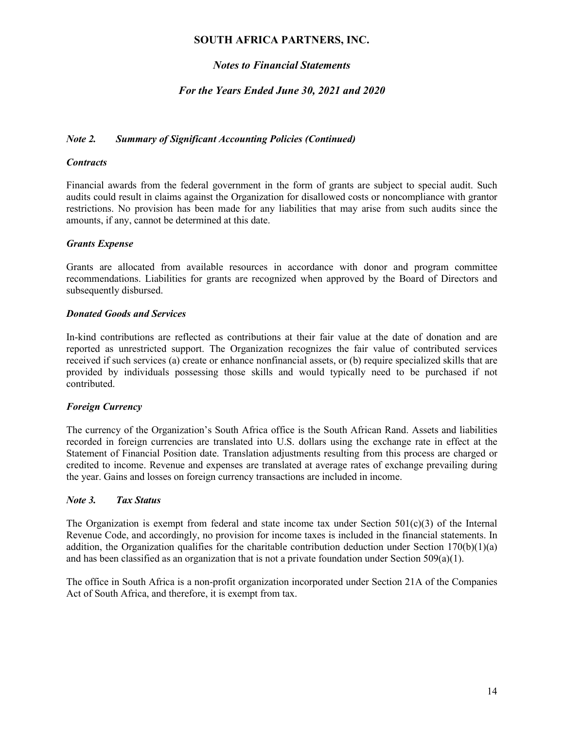### *Note 2. Summary of Significant Accounting Policies (Continued)*

***Contracts***

Financial awards from the federal government in the form of grants are subject to special audit. Such audits could result in claims against the Organization for disallowed costs or noncompliance with grantor restrictions. No provision has been made for any liabilities that may arise from such audits since the amounts, if any, cannot be determined at this date.

***Grants Expense***

Grants are allocated from available resources in accordance with donor and program committee recommendations. Liabilities for grants are recognized when approved by the Board of Directors and subsequently disbursed.

***Donated Goods and Services***

In-kind contributions are reflected as contributions at their fair value at the date of donation and are reported as unrestricted support. The Organization recognizes the fair value of contributed services received if such services (a) create or enhance nonfinancial assets, or (b) require specialized skills that are provided by individuals possessing those skills and would typically need to be purchased if not contributed.

***Foreign Currency***

The currency of the Organization's South Africa office is the South African Rand. Assets and liabilities recorded in foreign currencies are translated into U.S. dollars using the exchange rate in effect at the Statement of Financial Position date. Translation adjustments resulting from this process are charged or credited to income. Revenue and expenses are translated at average rates of exchange prevailing during the year. Gains and losses on foreign currency transactions are included in income.

### *Note 3. Tax Status*

The Organization is exempt from federal and state income tax under Section 501(c)(3) of the Internal Revenue Code, and accordingly, no provision for income taxes is included in the financial statements. In addition, the Organization qualifies for the charitable contribution deduction under Section 170(b)(1)(a) and has been classified as an organization that is not a private foundation under Section 509(a)(1).

The office in South Africa is a non-profit organization incorporated under Section 21A of the Companies Act of South Africa, and therefore, it is exempt from tax.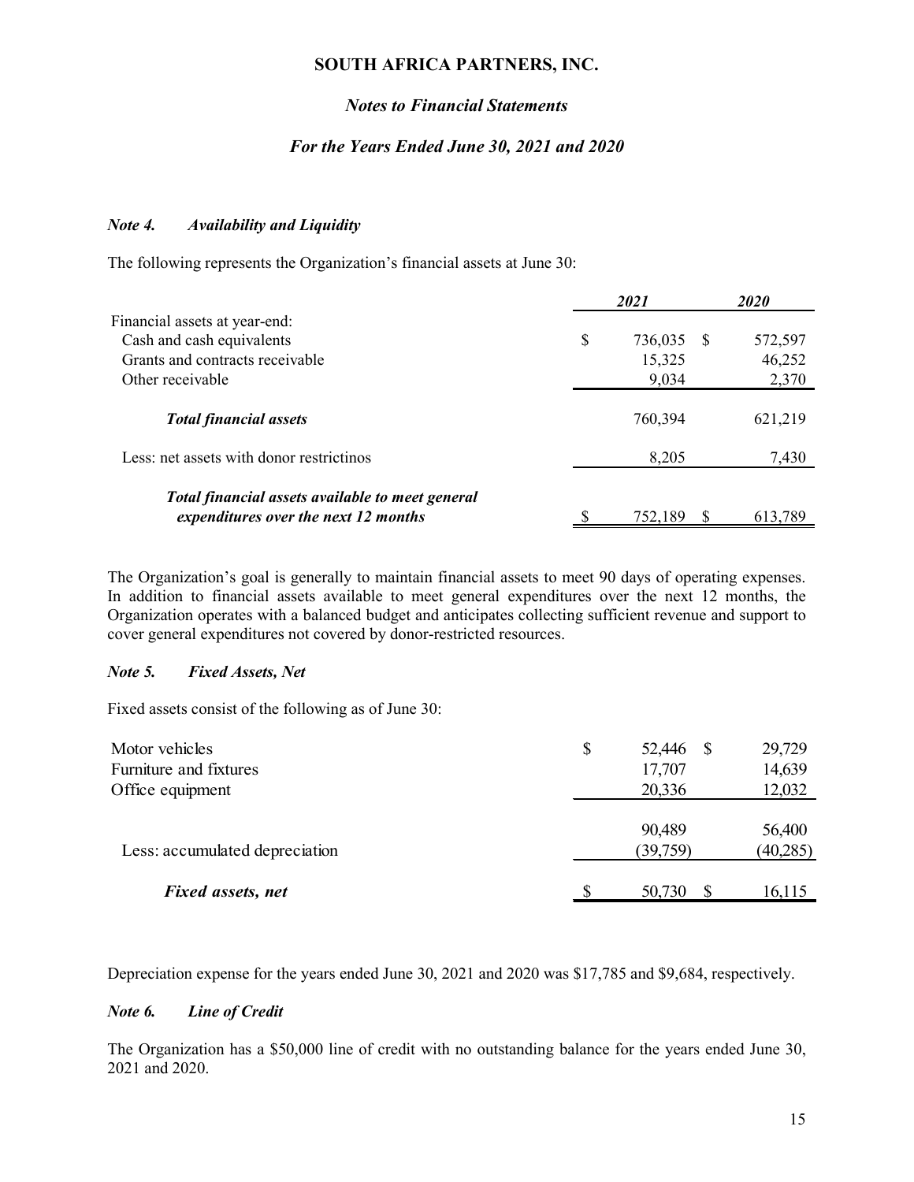# SOUTH AFRICA PARTNERS, INC.

## *Notes to Financial Statements*

## *For the Years Ended June 30, 2021 and 2020*

### *Note 4. Availability and Liquidity*

The following represents the Organization's financial assets at June 30:

| | 2021 | 2020 |
|---|---|---|
| Financial assets at year-end: | | |
| Cash and cash equivalents | $ 736,035 | $ 572,597 |
| Grants and contracts receivable | 15,325 | 46,252 |
| Other receivable | 9,034 | 2,370 |
| ***Total financial assets*** | 760,394 | 621,219 |
| Less: net assets with donor restrictinos | 8,205 | 7,430 |
| ***Total financial assets available to meet general expenditures over the next 12 months*** | $ 752,189 | $ 613,789 |

The Organization's goal is generally to maintain financial assets to meet 90 days of operating expenses. In addition to financial assets available to meet general expenditures over the next 12 months, the Organization operates with a balanced budget and anticipates collecting sufficient revenue and support to cover general expenditures not covered by donor-restricted resources.

### *Note 5. Fixed Assets, Net*

Fixed assets consist of the following as of June 30:

| | 2021 | 2020 |
|---|---|---|
| Motor vehicles | $ 52,446 | $ 29,729 |
| Furniture and fixtures | 17,707 | 14,639 |
| Office equipment | 20,336 | 12,032 |
| | 90,489 | 56,400 |
| Less: accumulated depreciation | (39,759) | (40,285) |
| ***Fixed assets, net*** | $ 50,730 | $ 16,115 |

Depreciation expense for the years ended June 30, 2021 and 2020 was $17,785 and $9,684, respectively.

### *Note 6. Line of Credit*

The Organization has a $50,000 line of credit with no outstanding balance for the years ended June 30, 2021 and 2020.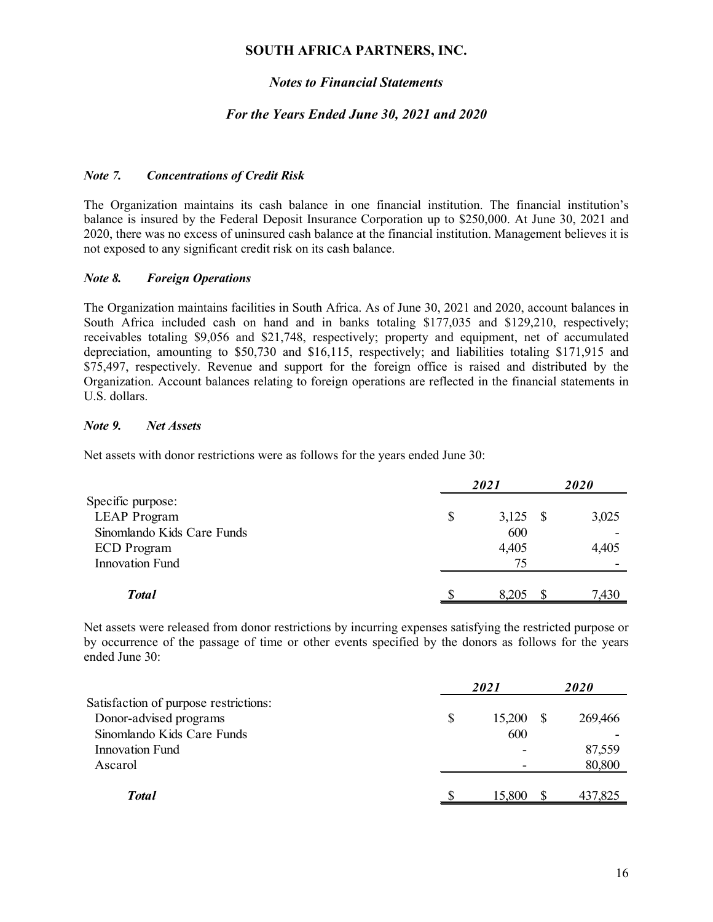# SOUTH AFRICA PARTNERS, INC.

## *Notes to Financial Statements*

## *For the Years Ended June 30, 2021 and 2020*

### *Note 7. Concentrations of Credit Risk*

The Organization maintains its cash balance in one financial institution. The financial institution's balance is insured by the Federal Deposit Insurance Corporation up to $250,000. At June 30, 2021 and 2020, there was no excess of uninsured cash balance at the financial institution. Management believes it is not exposed to any significant credit risk on its cash balance.

### *Note 8. Foreign Operations*

The Organization maintains facilities in South Africa. As of June 30, 2021 and 2020, account balances in South Africa included cash on hand and in banks totaling $177,035 and $129,210, respectively; receivables totaling $9,056 and $21,748, respectively; property and equipment, net of accumulated depreciation, amounting to $50,730 and $16,115, respectively; and liabilities totaling $171,915 and $75,497, respectively. Revenue and support for the foreign office is raised and distributed by the Organization. Account balances relating to foreign operations are reflected in the financial statements in U.S. dollars.

### *Note 9. Net Assets*

Net assets with donor restrictions were as follows for the years ended June 30:

| | *2021* | *2020* |
|---|---|---|
| Specific purpose: | | |
| LEAP Program | $ 3,125 | $ 3,025 |
| Sinomlando Kids Care Funds | 600 | - |
| ECD Program | 4,405 | 4,405 |
| Innovation Fund | 75 | - |
| ***Total*** | $ 8,205 | $ 7,430 |

Net assets were released from donor restrictions by incurring expenses satisfying the restricted purpose or by occurrence of the passage of time or other events specified by the donors as follows for the years ended June 30:

| | *2021* | *2020* |
|---|---|---|
| Satisfaction of purpose restrictions: | | |
| Donor-advised programs | $ 15,200 | $ 269,466 |
| Sinomlando Kids Care Funds | 600 | - |
| Innovation Fund | - | 87,559 |
| Ascarol | - | 80,800 |
| ***Total*** | $ 15,800 | $ 437,825 |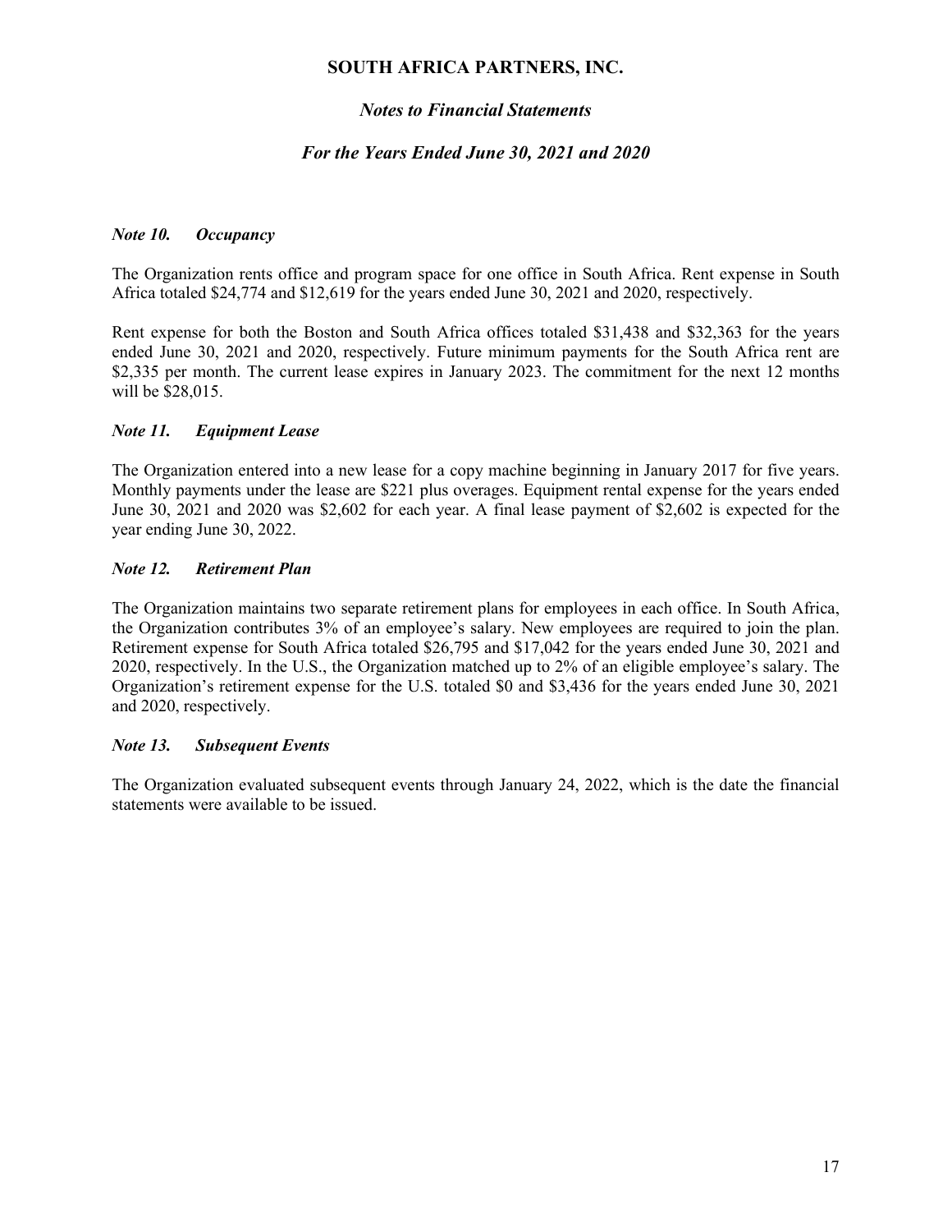# SOUTH AFRICA PARTNERS, INC.

## *Notes to Financial Statements*

## *For the Years Ended June 30, 2021 and 2020*

### *Note 10. Occupancy*

The Organization rents office and program space for one office in South Africa. Rent expense in South Africa totaled $24,774 and $12,619 for the years ended June 30, 2021 and 2020, respectively.

Rent expense for both the Boston and South Africa offices totaled $31,438 and $32,363 for the years ended June 30, 2021 and 2020, respectively. Future minimum payments for the South Africa rent are $2,335 per month. The current lease expires in January 2023. The commitment for the next 12 months will be $28,015.

### *Note 11. Equipment Lease*

The Organization entered into a new lease for a copy machine beginning in January 2017 for five years. Monthly payments under the lease are $221 plus overages. Equipment rental expense for the years ended June 30, 2021 and 2020 was $2,602 for each year. A final lease payment of $2,602 is expected for the year ending June 30, 2022.

### *Note 12. Retirement Plan*

The Organization maintains two separate retirement plans for employees in each office. In South Africa, the Organization contributes 3% of an employee's salary. New employees are required to join the plan. Retirement expense for South Africa totaled $26,795 and $17,042 for the years ended June 30, 2021 and 2020, respectively. In the U.S., the Organization matched up to 2% of an eligible employee's salary. The Organization's retirement expense for the U.S. totaled $0 and $3,436 for the years ended June 30, 2021 and 2020, respectively.

### *Note 13. Subsequent Events*

The Organization evaluated subsequent events through January 24, 2022, which is the date the financial statements were available to be issued.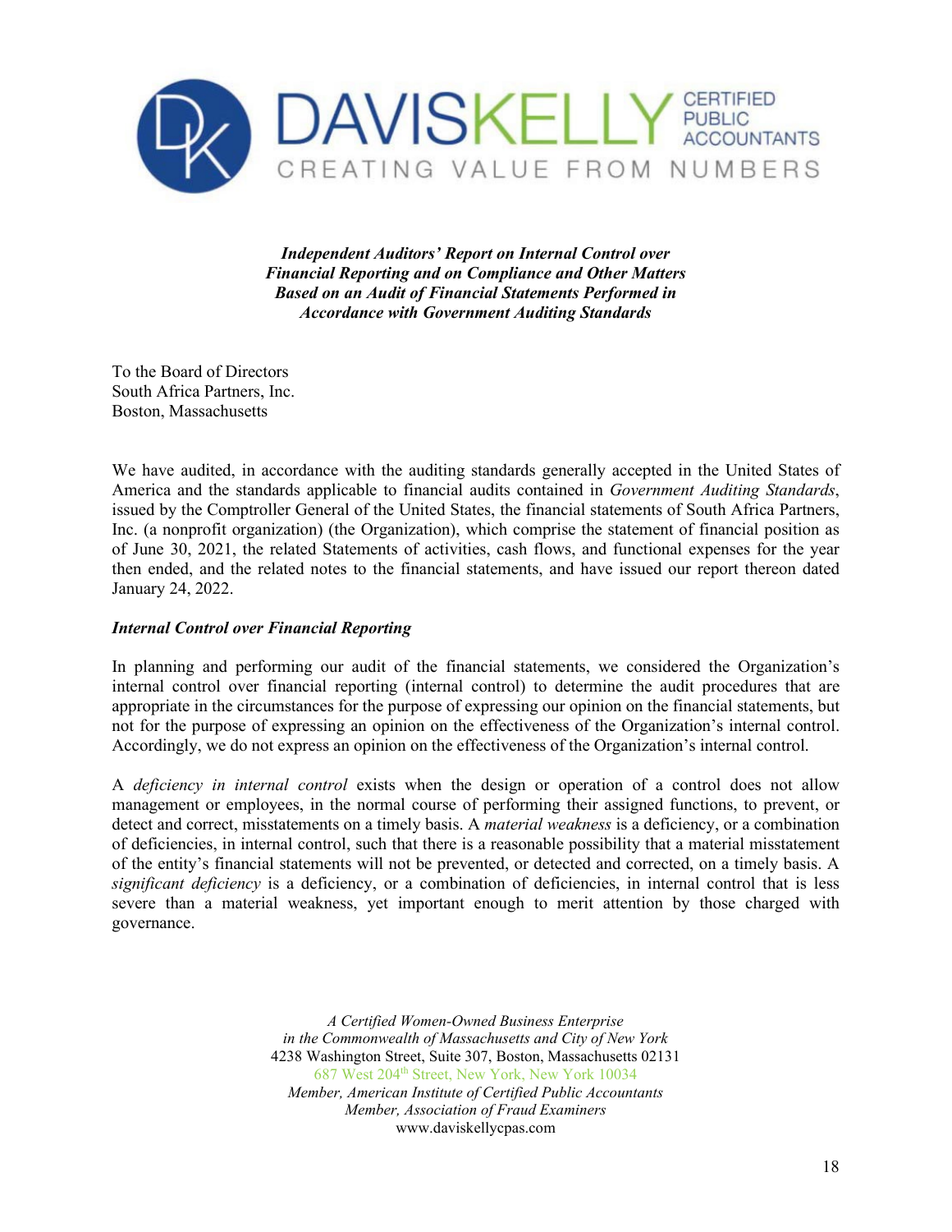DAVISKELLY CERTIFIED PUBLIC ACCOUNTANTS

CREATING VALUE FROM NUMBERS

***Independent Auditors' Report on Internal Control over Financial Reporting and on Compliance and Other Matters Based on an Audit of Financial Statements Performed in Accordance with Government Auditing Standards***

To the Board of Directors
South Africa Partners, Inc.
Boston, Massachusetts

We have audited, in accordance with the auditing standards generally accepted in the United States of America and the standards applicable to financial audits contained in *Government Auditing Standards*, issued by the Comptroller General of the United States, the financial statements of South Africa Partners, Inc. (a nonprofit organization) (the Organization), which comprise the statement of financial position as of June 30, 2021, the related Statements of activities, cash flows, and functional expenses for the year then ended, and the related notes to the financial statements, and have issued our report thereon dated January 24, 2022.

***Internal Control over Financial Reporting***

In planning and performing our audit of the financial statements, we considered the Organization's internal control over financial reporting (internal control) to determine the audit procedures that are appropriate in the circumstances for the purpose of expressing our opinion on the financial statements, but not for the purpose of expressing an opinion on the effectiveness of the Organization's internal control. Accordingly, we do not express an opinion on the effectiveness of the Organization's internal control.

A *deficiency in internal control* exists when the design or operation of a control does not allow management or employees, in the normal course of performing their assigned functions, to prevent, or detect and correct, misstatements on a timely basis. A *material weakness* is a deficiency, or a combination of deficiencies, in internal control, such that there is a reasonable possibility that a material misstatement of the entity's financial statements will not be prevented, or detected and corrected, on a timely basis. A *significant deficiency* is a deficiency, or a combination of deficiencies, in internal control that is less severe than a material weakness, yet important enough to merit attention by those charged with governance.

*A Certified Women-Owned Business Enterprise*
*in the Commonwealth of Massachusetts and City of New York*
4238 Washington Street, Suite 307, Boston, Massachusetts 02131
687 West 204th Street, New York, New York 10034
*Member, American Institute of Certified Public Accountants*
*Member, Association of Fraud Examiners*
www.daviskellycpas.com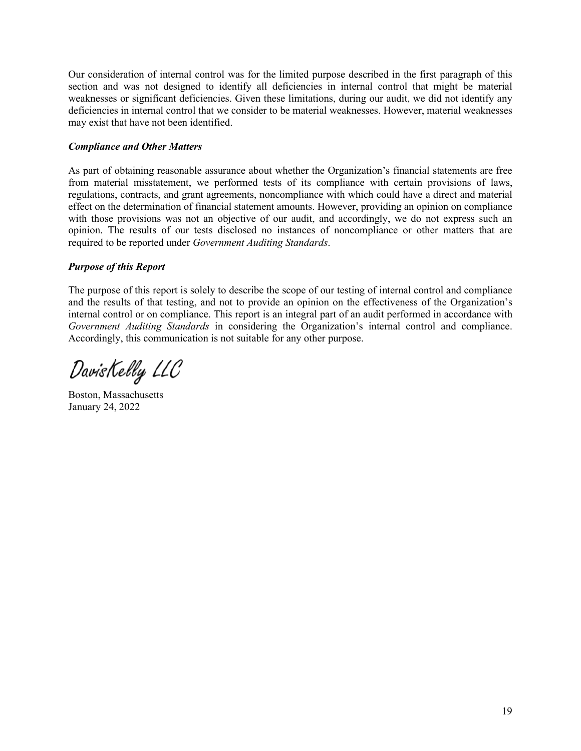Our consideration of internal control was for the limited purpose described in the first paragraph of this section and was not designed to identify all deficiencies in internal control that might be material weaknesses or significant deficiencies. Given these limitations, during our audit, we did not identify any deficiencies in internal control that we consider to be material weaknesses. However, material weaknesses may exist that have not been identified.

### *Compliance and Other Matters*

As part of obtaining reasonable assurance about whether the Organization's financial statements are free from material misstatement, we performed tests of its compliance with certain provisions of laws, regulations, contracts, and grant agreements, noncompliance with which could have a direct and material effect on the determination of financial statement amounts. However, providing an opinion on compliance with those provisions was not an objective of our audit, and accordingly, we do not express such an opinion. The results of our tests disclosed no instances of noncompliance or other matters that are required to be reported under *Government Auditing Standards*.

### *Purpose of this Report*

The purpose of this report is solely to describe the scope of our testing of internal control and compliance and the results of that testing, and not to provide an opinion on the effectiveness of the Organization's internal control or on compliance. This report is an integral part of an audit performed in accordance with *Government Auditing Standards* in considering the Organization's internal control and compliance. Accordingly, this communication is not suitable for any other purpose.

DavisKelly LLC

Boston, Massachusetts
January 24, 2022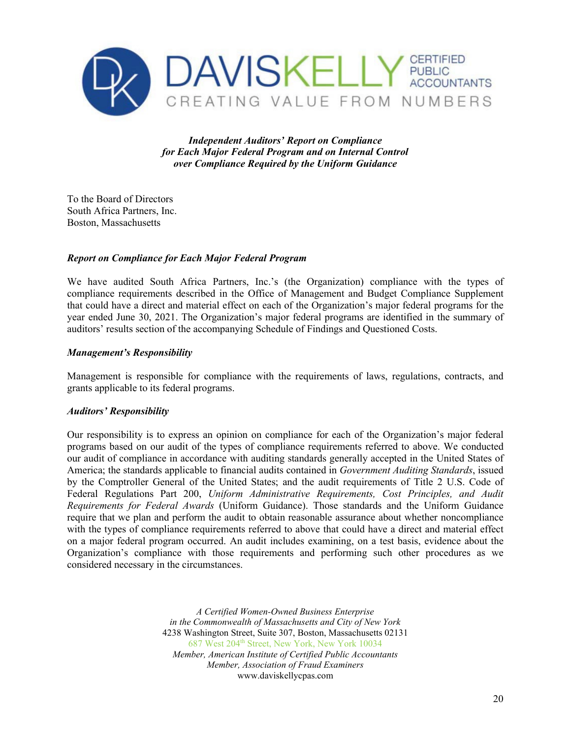DAVISKELLY CERTIFIED PUBLIC ACCOUNTANTS
CREATING VALUE FROM NUMBERS

***Independent Auditors' Report on Compliance for Each Major Federal Program and on Internal Control over Compliance Required by the Uniform Guidance***

To the Board of Directors
South Africa Partners, Inc.
Boston, Massachusetts

***Report on Compliance for Each Major Federal Program***

We have audited South Africa Partners, Inc.'s (the Organization) compliance with the types of compliance requirements described in the Office of Management and Budget Compliance Supplement that could have a direct and material effect on each of the Organization's major federal programs for the year ended June 30, 2021. The Organization's major federal programs are identified in the summary of auditors' results section of the accompanying Schedule of Findings and Questioned Costs.

***Management's Responsibility***

Management is responsible for compliance with the requirements of laws, regulations, contracts, and grants applicable to its federal programs.

***Auditors' Responsibility***

Our responsibility is to express an opinion on compliance for each of the Organization's major federal programs based on our audit of the types of compliance requirements referred to above. We conducted our audit of compliance in accordance with auditing standards generally accepted in the United States of America; the standards applicable to financial audits contained in *Government Auditing Standards*, issued by the Comptroller General of the United States; and the audit requirements of Title 2 U.S. Code of Federal Regulations Part 200, *Uniform Administrative Requirements, Cost Principles, and Audit Requirements for Federal Awards* (Uniform Guidance). Those standards and the Uniform Guidance require that we plan and perform the audit to obtain reasonable assurance about whether noncompliance with the types of compliance requirements referred to above that could have a direct and material effect on a major federal program occurred. An audit includes examining, on a test basis, evidence about the Organization's compliance with those requirements and performing such other procedures as we considered necessary in the circumstances.

*A Certified Women-Owned Business Enterprise*
*in the Commonwealth of Massachusetts and City of New York*
4238 Washington Street, Suite 307, Boston, Massachusetts 02131
687 West 204th Street, New York, New York 10034
*Member, American Institute of Certified Public Accountants*
*Member, Association of Fraud Examiners*
www.daviskellycpas.com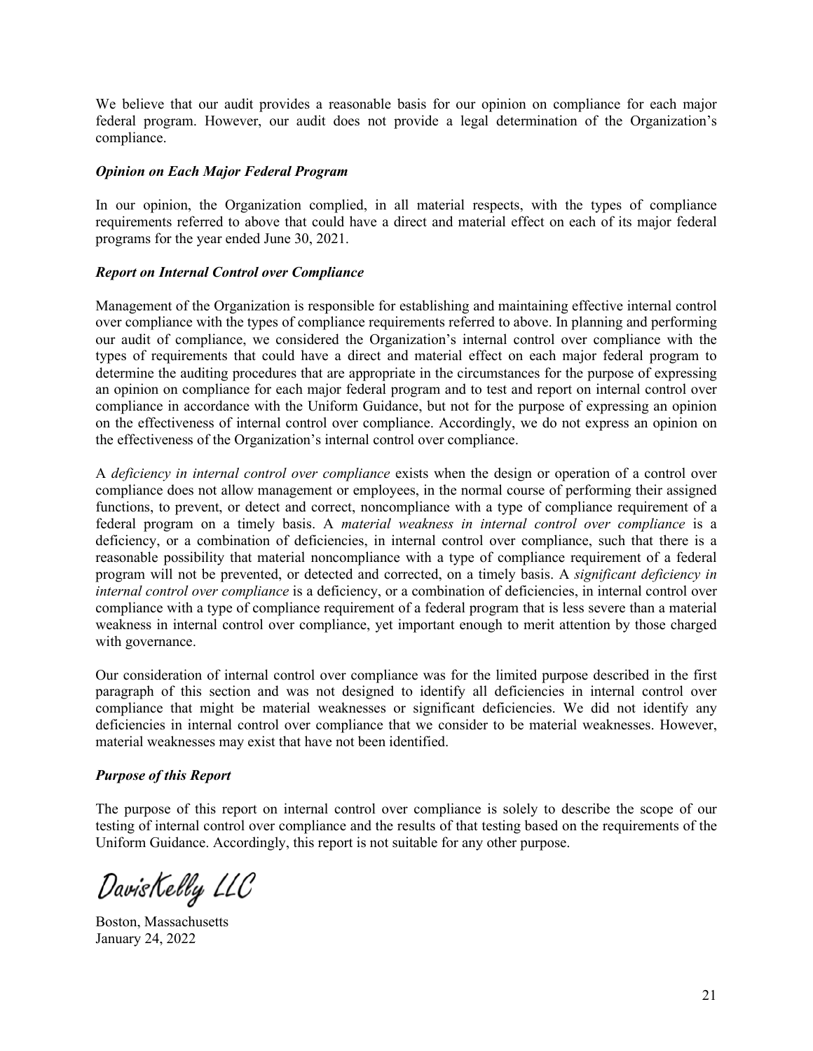We believe that our audit provides a reasonable basis for our opinion on compliance for each major federal program. However, our audit does not provide a legal determination of the Organization's compliance.

***Opinion on Each Major Federal Program***

In our opinion, the Organization complied, in all material respects, with the types of compliance requirements referred to above that could have a direct and material effect on each of its major federal programs for the year ended June 30, 2021.

***Report on Internal Control over Compliance***

Management of the Organization is responsible for establishing and maintaining effective internal control over compliance with the types of compliance requirements referred to above. In planning and performing our audit of compliance, we considered the Organization's internal control over compliance with the types of requirements that could have a direct and material effect on each major federal program to determine the auditing procedures that are appropriate in the circumstances for the purpose of expressing an opinion on compliance for each major federal program and to test and report on internal control over compliance in accordance with the Uniform Guidance, but not for the purpose of expressing an opinion on the effectiveness of internal control over compliance. Accordingly, we do not express an opinion on the effectiveness of the Organization's internal control over compliance.

A *deficiency in internal control over compliance* exists when the design or operation of a control over compliance does not allow management or employees, in the normal course of performing their assigned functions, to prevent, or detect and correct, noncompliance with a type of compliance requirement of a federal program on a timely basis. A *material weakness in internal control over compliance* is a deficiency, or a combination of deficiencies, in internal control over compliance, such that there is a reasonable possibility that material noncompliance with a type of compliance requirement of a federal program will not be prevented, or detected and corrected, on a timely basis. A *significant deficiency in internal control over compliance* is a deficiency, or a combination of deficiencies, in internal control over compliance with a type of compliance requirement of a federal program that is less severe than a material weakness in internal control over compliance, yet important enough to merit attention by those charged with governance.

Our consideration of internal control over compliance was for the limited purpose described in the first paragraph of this section and was not designed to identify all deficiencies in internal control over compliance that might be material weaknesses or significant deficiencies. We did not identify any deficiencies in internal control over compliance that we consider to be material weaknesses. However, material weaknesses may exist that have not been identified.

***Purpose of this Report***

The purpose of this report on internal control over compliance is solely to describe the scope of our testing of internal control over compliance and the results of that testing based on the requirements of the Uniform Guidance. Accordingly, this report is not suitable for any other purpose.

DavisKelly LLC

Boston, Massachusetts
January 24, 2022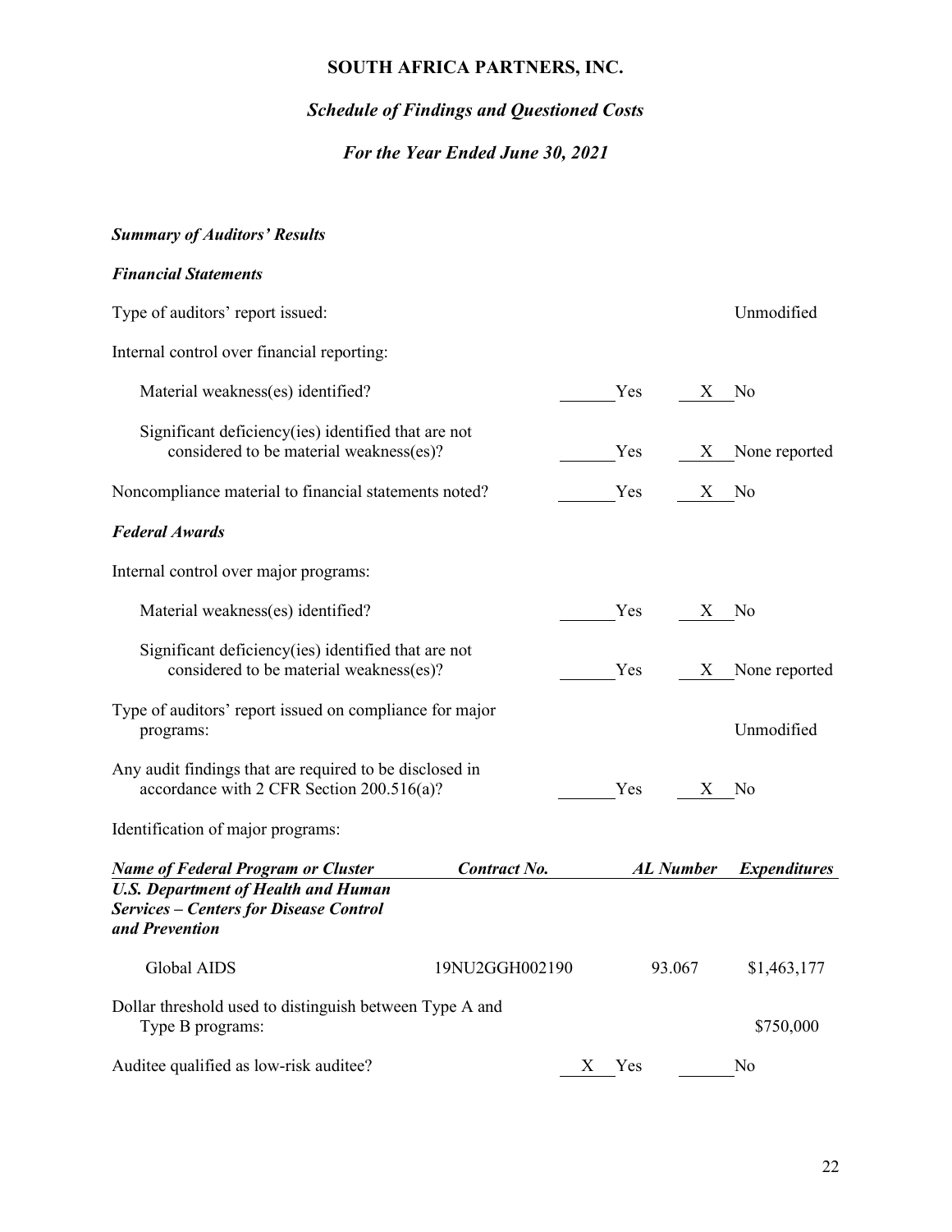# SOUTH AFRICA PARTNERS, INC.

## *Schedule of Findings and Questioned Costs*

### *For the Year Ended June 30, 2021*

***Summary of Auditors' Results***

***Financial Statements***

Type of auditors' report issued: Unmodified

Internal control over financial reporting:

| | | |
|---|---|---|
| Material weakness(es) identified? | ___ Yes | X No |
| Significant deficiency(ies) identified that are not considered to be material weakness(es)? | ___ Yes | X None reported |
| Noncompliance material to financial statements noted? | ___ Yes | X No |

***Federal Awards***

Internal control over major programs:

| | | |
|---|---|---|
| Material weakness(es) identified? | ___ Yes | X No |
| Significant deficiency(ies) identified that are not considered to be material weakness(es)? | ___ Yes | X None reported |

Type of auditors' report issued on compliance for major programs: Unmodified

| | | |
|---|---|---|
| Any audit findings that are required to be disclosed in accordance with 2 CFR Section 200.516(a)? | ___ Yes | X No |

Identification of major programs:

| *Name of Federal Program or Cluster* | *Contract No.* | *AL Number* | *Expenditures* |
|---|---|---|---|
| ***U.S. Department of Health and Human Services – Centers for Disease Control and Prevention*** | | | |
| Global AIDS | 19NU2GGH002190 | 93.067 | $1,463,177 |

Dollar threshold used to distinguish between Type A and Type B programs: $750,000

| | | |
|---|---|---|
| Auditee qualified as low-risk auditee? | X Yes | ___ No |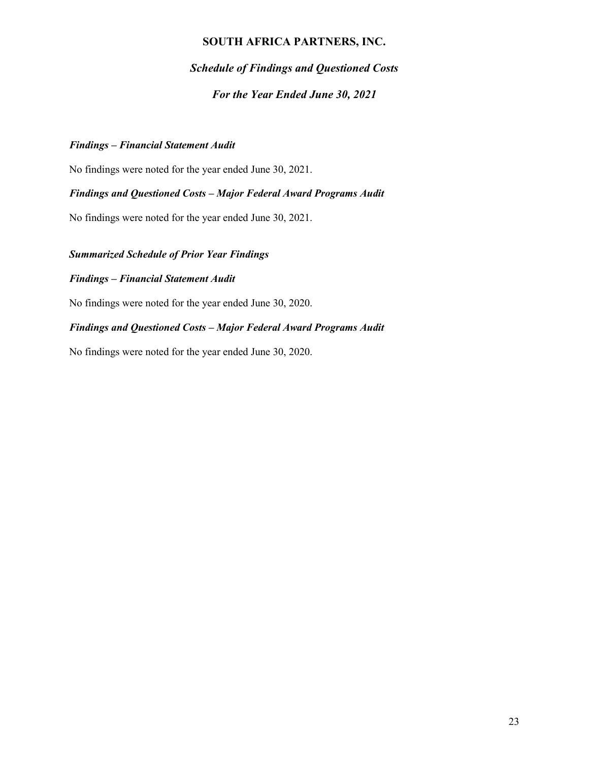# SOUTH AFRICA PARTNERS, INC.

## *Schedule of Findings and Questioned Costs*

### *For the Year Ended June 30, 2021*

***Findings – Financial Statement Audit***

No findings were noted for the year ended June 30, 2021.

***Findings and Questioned Costs – Major Federal Award Programs Audit***

No findings were noted for the year ended June 30, 2021.

***Summarized Schedule of Prior Year Findings***

***Findings – Financial Statement Audit***

No findings were noted for the year ended June 30, 2020.

***Findings and Questioned Costs – Major Federal Award Programs Audit***

No findings were noted for the year ended June 30, 2020.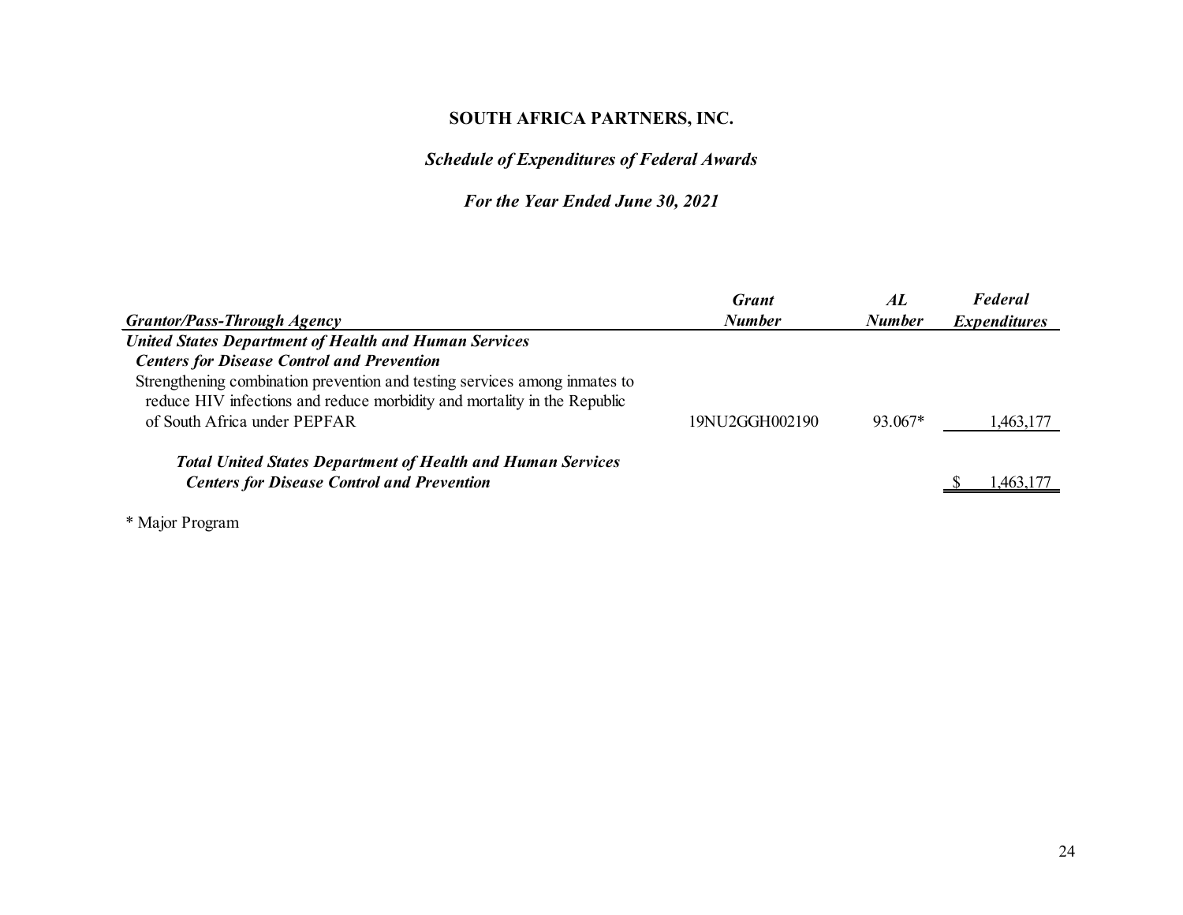# SOUTH AFRICA PARTNERS, INC.

***Schedule of Expenditures of Federal Awards***

***For the Year Ended June 30, 2021***

| *Grantor/Pass-Through Agency* | *Grant Number* | *AL Number* | *Federal Expenditures* |
|---|---|---|---|
| ***United States Department of Health and Human Services*** | | | |
| ***Centers for Disease Control and Prevention*** | | | |
| Strengthening combination prevention and testing services among inmates to reduce HIV infections and reduce morbidity and mortality in the Republic of South Africa under PEPFAR | 19NU2GGH002190 | 93.067* | 1,463,177 |
| ***Total United States Department of Health and Human Services Centers for Disease Control and Prevention*** | | | $ 1,463,177 |

* Major Program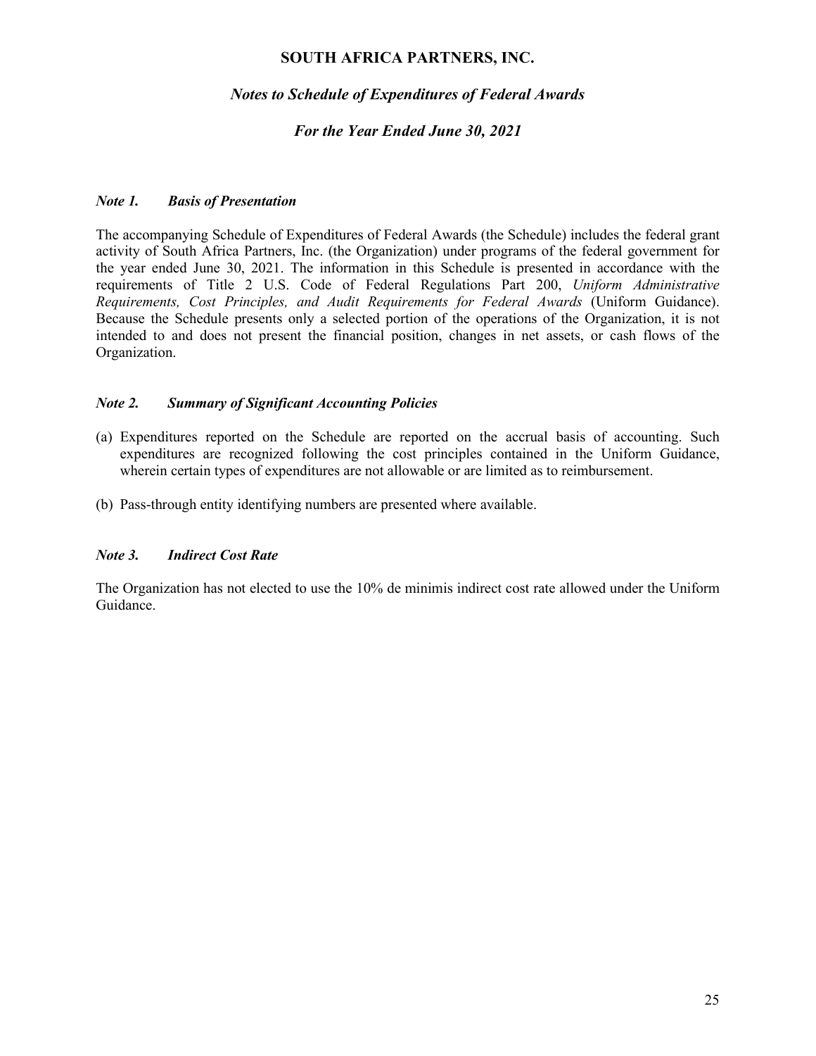# SOUTH AFRICA PARTNERS, INC.

## *Notes to Schedule of Expenditures of Federal Awards*

## *For the Year Ended June 30, 2021*

### *Note 1. Basis of Presentation*

The accompanying Schedule of Expenditures of Federal Awards (the Schedule) includes the federal grant activity of South Africa Partners, Inc. (the Organization) under programs of the federal government for the year ended June 30, 2021. The information in this Schedule is presented in accordance with the requirements of Title 2 U.S. Code of Federal Regulations Part 200, *Uniform Administrative Requirements, Cost Principles, and Audit Requirements for Federal Awards* (Uniform Guidance). Because the Schedule presents only a selected portion of the operations of the Organization, it is not intended to and does not present the financial position, changes in net assets, or cash flows of the Organization.

### *Note 2. Summary of Significant Accounting Policies*

(a) Expenditures reported on the Schedule are reported on the accrual basis of accounting. Such expenditures are recognized following the cost principles contained in the Uniform Guidance, wherein certain types of expenditures are not allowable or are limited as to reimbursement.

(b) Pass-through entity identifying numbers are presented where available.

### *Note 3. Indirect Cost Rate*

The Organization has not elected to use the 10% de minimis indirect cost rate allowed under the Uniform Guidance.